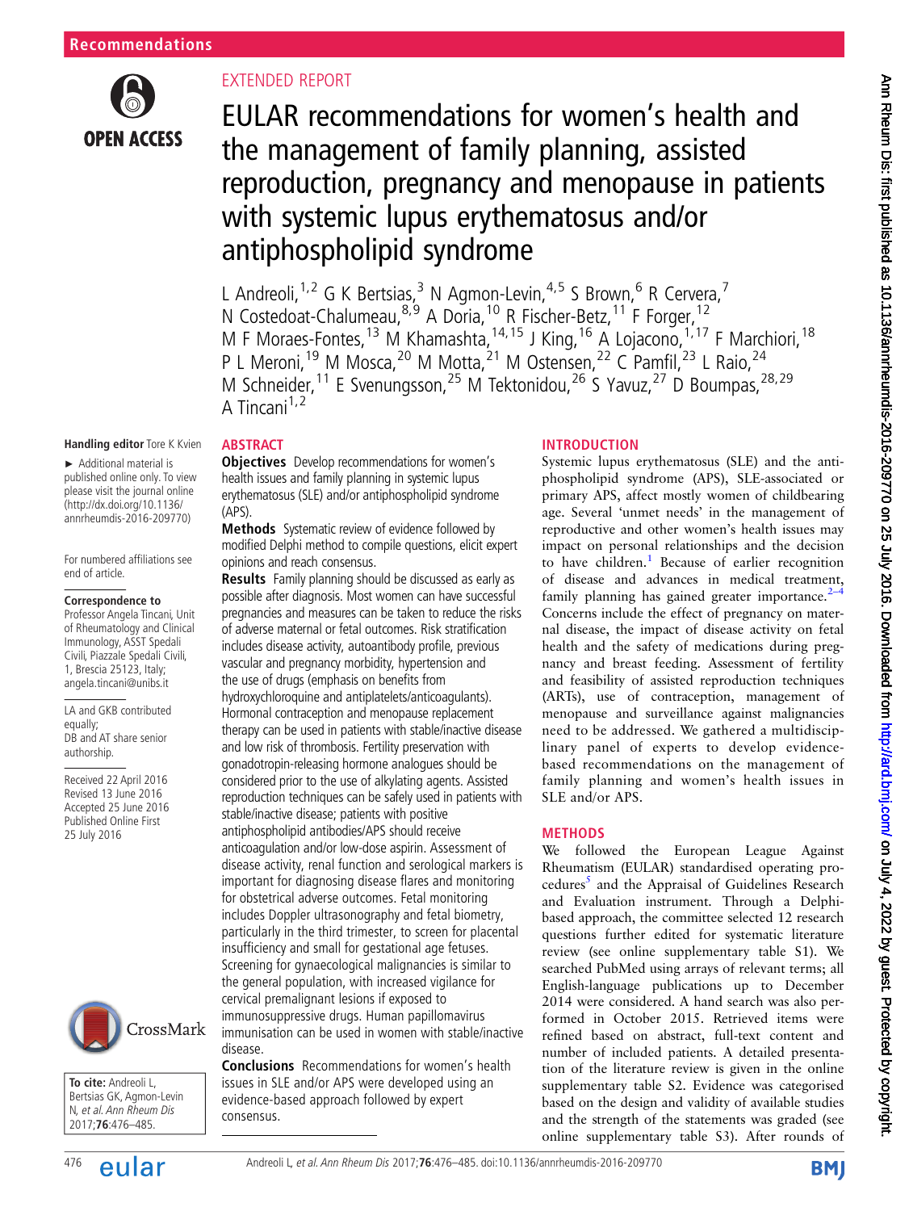Recommendations

EXTENDED REPORT

# EULAR recommendations for women's health and the management of family planning, assisted reproduction, pregnancy and menopause in patients with systemic lupus erythematosus and/or antiphospholipid syndrome

L Andreoli,[1,2] G K Bertsias,[3] N Agmon-Levin,[4,5] S Brown,[6] R Cervera,[7] N Costedoat-Chalumeau,[8,9] A Doria,[10] R Fischer-Betz,[11] F Forger,[12] M F Moraes-Fontes,[13] M Khamashta,[14,15] J King,[16] A Lojacono,[1,17] F Marchiori,[18] P L Meroni,[19] M Mosca,[20] M Motta,[21] M Ostensen,[22] C Pamfil,[23] L Raio,[24] M Schneider,[11] E Svenungsson,[25] M Tektonidou,[26] S Yavuz,[27] D Boumpas,[28,29] A Tincani[1,2]

Handling editor Tore K Kvien

► Additional material is published online only. To view please visit the journal online (http://dx.doi.org/10.1136/annrheumdis-2016-209770)

For numbered affiliations see end of article.

**Correspondence to**
Professor Angela Tincani, Unit of Rheumatology and Clinical Immunology, ASST Spedali Civili, Piazzale Spedali Civili, 1, Brescia 25123, Italy; angela.tincani@unibs.it

LA and GKB contributed equally;
DB and AT share senior authorship.

Received 22 April 2016
Revised 13 June 2016
Accepted 25 June 2016
Published Online First 25 July 2016

**To cite:** Andreoli L, Bertsias GK, Agmon-Levin N, *et al. Ann Rheum Dis* 2017;**76**:476–485.

## ABSTRACT

**Objectives** Develop recommendations for women's health issues and family planning in systemic lupus erythematosus (SLE) and/or antiphospholipid syndrome (APS).

**Methods** Systematic review of evidence followed by modified Delphi method to compile questions, elicit expert opinions and reach consensus.

**Results** Family planning should be discussed as early as possible after diagnosis. Most women can have successful pregnancies and measures can be taken to reduce the risks of adverse maternal or fetal outcomes. Risk stratification includes disease activity, autoantibody profile, previous vascular and pregnancy morbidity, hypertension and the use of drugs (emphasis on benefits from hydroxychloroquine and antiplatelets/anticoagulants). Hormonal contraception and menopause replacement therapy can be used in patients with stable/inactive disease and low risk of thrombosis. Fertility preservation with gonadotropin-releasing hormone analogues should be considered prior to the use of alkylating agents. Assisted reproduction techniques can be safely used in patients with stable/inactive disease; patients with positive antiphospholipid antibodies/APS should receive anticoagulation and/or low-dose aspirin. Assessment of disease activity, renal function and serological markers is important for diagnosing disease flares and monitoring for obstetrical adverse outcomes. Fetal monitoring includes Doppler ultrasonography and fetal biometry, particularly in the third trimester, to screen for placental insufficiency and small for gestational age fetuses. Screening for gynaecological malignancies is similar to the general population, with increased vigilance for cervical premalignant lesions if exposed to immunosuppressive drugs. Human papillomavirus immunisation can be used in women with stable/inactive disease.

**Conclusions** Recommendations for women's health issues in SLE and/or APS were developed using an evidence-based approach followed by expert consensus.

## INTRODUCTION

Systemic lupus erythematosus (SLE) and the antiphospholipid syndrome (APS), SLE-associated or primary APS, affect mostly women of childbearing age. Several 'unmet needs' in the management of reproductive and other women's health issues may impact on personal relationships and the decision to have children.[1] Because of earlier recognition of disease and advances in medical treatment, family planning has gained greater importance.[2–4] Concerns include the effect of pregnancy on maternal disease, the impact of disease activity on fetal health and the safety of medications during pregnancy and breast feeding. Assessment of fertility and feasibility of assisted reproduction techniques (ARTs), use of contraception, management of menopause and surveillance against malignancies need to be addressed. We gathered a multidisciplinary panel of experts to develop evidence-based recommendations on the management of family planning and women's health issues in SLE and/or APS.

## METHODS

We followed the European League Against Rheumatism (EULAR) standardised operating procedures[5] and the Appraisal of Guidelines Research and Evaluation instrument. Through a Delphi-based approach, the committee selected 12 research questions further edited for systematic literature review (see online supplementary table S1). We searched PubMed using arrays of relevant terms; all English-language publications up to December 2014 were considered. A hand search was also performed in October 2015. Retrieved items were refined based on abstract, full-text content and number of included patients. A detailed presentation of the literature review is given in the online supplementary table S2. Evidence was categorised based on the design and validity of available studies and the strength of the statements was graded (see online supplementary table S3). After rounds of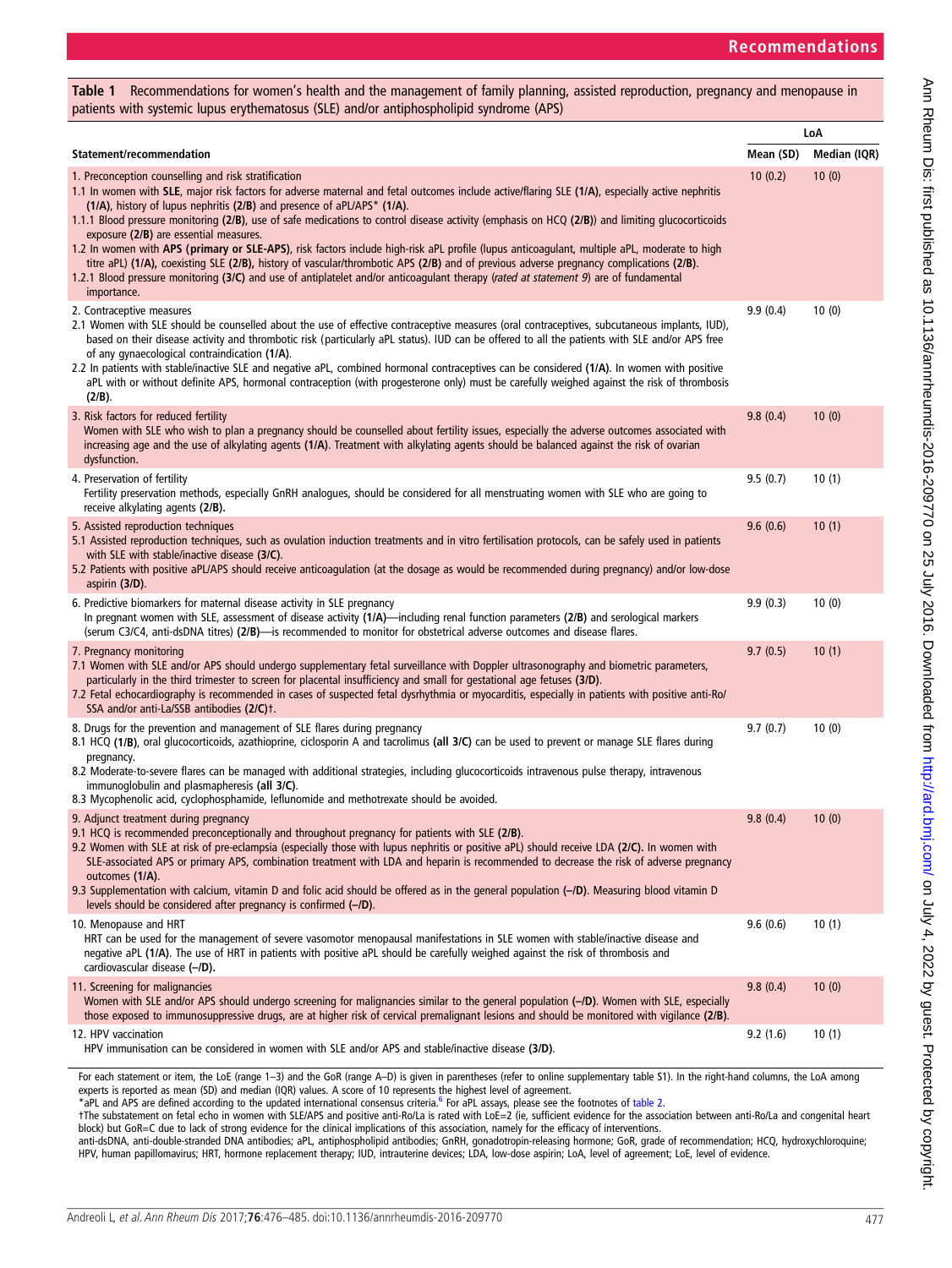**Table 1** Recommendations for women's health and the management of family planning, assisted reproduction, pregnancy and menopause in patients with systemic lupus erythematosus (SLE) and/or antiphospholipid syndrome (APS)

| Statement/recommendation | LoA | |
|---|---|---|
| | Mean (SD) | Median (IQR) |
| 1. Preconception counselling and risk stratification<br>1.1 In women with **SLE**, major risk factors for adverse maternal and fetal outcomes include active/flaring SLE **(1/A)**, especially active nephritis **(1/A)**, history of lupus nephritis **(2/B)** and presence of aPL/APS* **(1/A)**.<br>1.1.1 Blood pressure monitoring **(2/B)**, use of safe medications to control disease activity (emphasis on HCQ **(2/B)**) and limiting glucocorticoids exposure **(2/B)** are essential measures.<br>1.2 In women with **APS (primary or SLE-APS)**, risk factors include high-risk aPL profile (lupus anticoagulant, multiple aPL, moderate to high titre aPL) **(1/A)**, coexisting SLE **(2/B)**, history of vascular/thrombotic APS **(2/B)** and of previous adverse pregnancy complications **(2/B)**.<br>1.2.1 Blood pressure monitoring **(3/C)** and use of antiplatelet and/or anticoagulant therapy (*rated at statement 9*) are of fundamental importance. | 10 (0.2) | 10 (0) |
| 2. Contraceptive measures<br>2.1 Women with SLE should be counselled about the use of effective contraceptive measures (oral contraceptives, subcutaneous implants, IUD), based on their disease activity and thrombotic risk (particularly aPL status). IUD can be offered to all the patients with SLE and/or APS free of any gynaecological contraindication **(1/A)**.<br>2.2 In patients with stable/inactive SLE and negative aPL, combined hormonal contraceptives can be considered **(1/A)**. In women with positive aPL with or without definite APS, hormonal contraception (with progesterone only) must be carefully weighed against the risk of thrombosis **(2/B)**. | 9.9 (0.4) | 10 (0) |
| 3. Risk factors for reduced fertility<br>Women with SLE who wish to plan a pregnancy should be counselled about fertility issues, especially the adverse outcomes associated with increasing age and the use of alkylating agents **(1/A)**. Treatment with alkylating agents should be balanced against the risk of ovarian dysfunction. | 9.8 (0.4) | 10 (0) |
| 4. Preservation of fertility<br>Fertility preservation methods, especially GnRH analogues, should be considered for all menstruating women with SLE who are going to receive alkylating agents **(2/B)**. | 9.5 (0.7) | 10 (1) |
| 5. Assisted reproduction techniques<br>5.1 Assisted reproduction techniques, such as ovulation induction treatments and in vitro fertilisation protocols, can be safely used in patients with SLE with stable/inactive disease **(3/C)**.<br>5.2 Patients with positive aPL/APS should receive anticoagulation (at the dosage as would be recommended during pregnancy) and/or low-dose aspirin **(3/D)**. | 9.6 (0.6) | 10 (1) |
| 6. Predictive biomarkers for maternal disease activity in SLE pregnancy<br>In pregnant women with SLE, assessment of disease activity **(1/A)**—including renal function parameters **(2/B)** and serological markers (serum C3/C4, anti-dsDNA titres) **(2/B)**—is recommended to monitor for obstetrical adverse outcomes and disease flares. | 9.9 (0.3) | 10 (0) |
| 7. Pregnancy monitoring<br>7.1 Women with SLE and/or APS should undergo supplementary fetal surveillance with Doppler ultrasonography and biometric parameters, particularly in the third trimester to screen for placental insufficiency and small for gestational age fetuses **(3/D)**.<br>7.2 Fetal echocardiography is recommended in cases of suspected fetal dysrhythmia or myocarditis, especially in patients with positive anti-Ro/SSA and/or anti-La/SSB antibodies **(2/C)**†. | 9.7 (0.5) | 10 (1) |
| 8. Drugs for the prevention and management of SLE flares during pregnancy<br>8.1 HCQ **(1/B)**, oral glucocorticoids, azathioprine, ciclosporin A and tacrolimus **(all 3/C)** can be used to prevent or manage SLE flares during pregnancy.<br>8.2 Moderate-to-severe flares can be managed with additional strategies, including glucocorticoids intravenous pulse therapy, intravenous immunoglobulin and plasmapheresis **(all 3/C)**.<br>8.3 Mycophenolic acid, cyclophosphamide, leflunomide and methotrexate should be avoided. | 9.7 (0.7) | 10 (0) |
| 9. Adjunct treatment during pregnancy<br>9.1 HCQ is recommended preconceptionally and throughout pregnancy for patients with SLE **(2/B)**.<br>9.2 Women with SLE at risk of pre-eclampsia (especially those with lupus nephritis or positive aPL) should receive LDA **(2/C)**. In women with SLE-associated APS or primary APS, combination treatment with LDA and heparin is recommended to decrease the risk of adverse pregnancy outcomes **(1/A)**.<br>9.3 Supplementation with calcium, vitamin D and folic acid should be offered as in the general population **(–/D)**. Measuring blood vitamin D levels should be considered after pregnancy is confirmed **(–/D)**. | 9.8 (0.4) | 10 (0) |
| 10. Menopause and HRT<br>HRT can be used for the management of severe vasomotor menopausal manifestations in SLE women with stable/inactive disease and negative aPL **(1/A)**. The use of HRT in patients with positive aPL should be carefully weighed against the risk of thrombosis and cardiovascular disease **(–/D)**. | 9.6 (0.6) | 10 (1) |
| 11. Screening for malignancies<br>Women with SLE and/or APS should undergo screening for malignancies similar to the general population **(–/D)**. Women with SLE, especially those exposed to immunosuppressive drugs, are at higher risk of cervical premalignant lesions and should be monitored with vigilance **(2/B)**. | 9.8 (0.4) | 10 (0) |
| 12. HPV vaccination<br>HPV immunisation can be considered in women with SLE and/or APS and stable/inactive disease **(3/D)**. | 9.2 (1.6) | 10 (1) |

For each statement or item, the LoE (range 1–3) and the GoR (range A–D) is given in parentheses (refer to online supplementary table S1). In the right-hand columns, the LoA among experts is reported as mean (SD) and median (IQR) values. A score of 10 represents the highest level of agreement.
*aPL and APS are defined according to the updated international consensus criteria.[6] For aPL assays, please see the footnotes of table 2.
†The substatement on fetal echo in women with SLE/APS and positive anti-Ro/La is rated with LoE=2 (ie, sufficient evidence for the association between anti-Ro/La and congenital heart block) but GoR=C due to lack of strong evidence for the clinical implications of this association, namely for the efficacy of interventions.
anti-dsDNA, anti-double-stranded DNA antibodies; aPL, antiphospholipid antibodies; GnRH, gonadotropin-releasing hormone; GoR, grade of recommendation; HCQ, hydroxychloroquine; HPV, human papillomavirus; HRT, hormone replacement therapy; IUD, intrauterine devices; LDA, low-dose aspirin; LoA, level of agreement; LoE, level of evidence.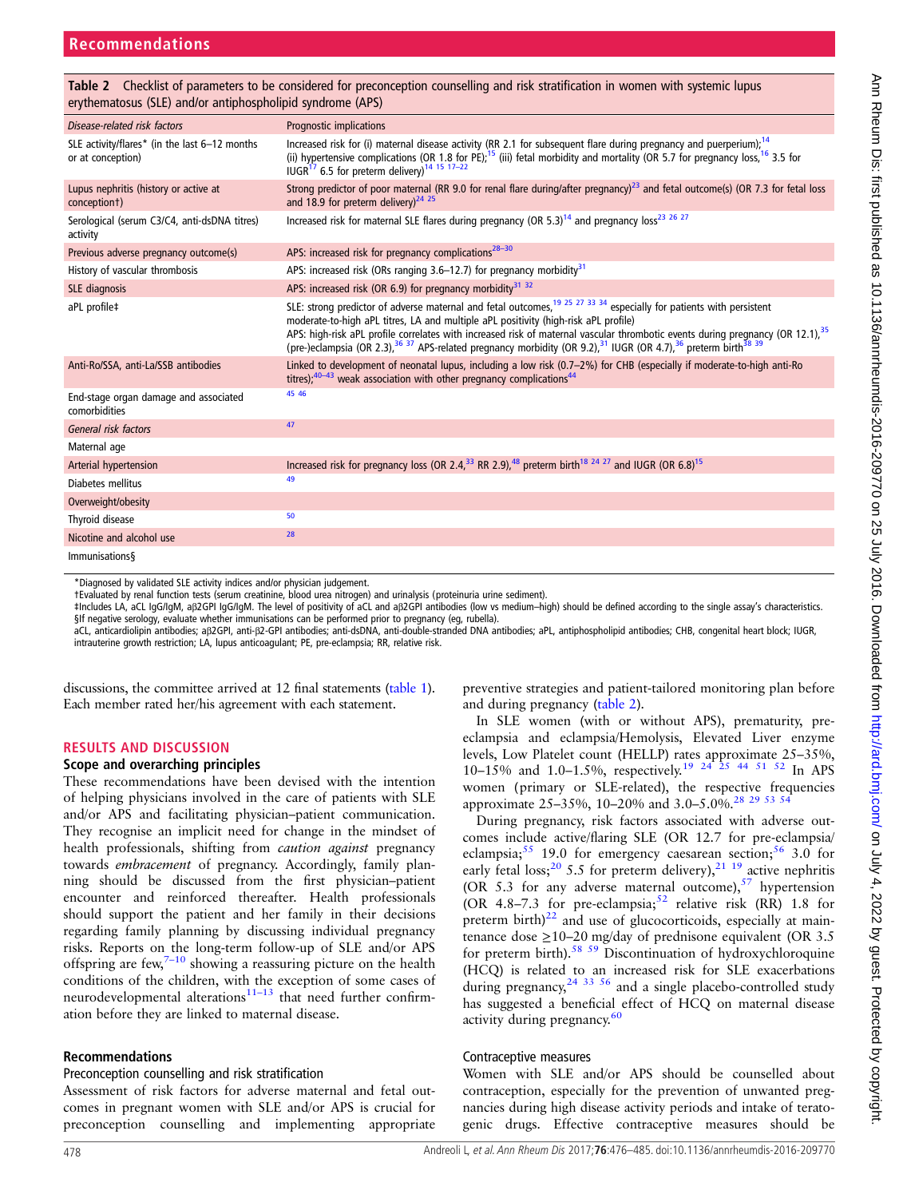**Table 2** Checklist of parameters to be considered for preconception counselling and risk stratification in women with systemic lupus erythematosus (SLE) and/or antiphospholipid syndrome (APS)

| *Disease-related risk factors* | Prognostic implications |
|---|---|
| SLE activity/flares* (in the last 6–12 months or at conception) | Increased risk for (i) maternal disease activity (RR 2.1 for subsequent flare during pregnancy and puerperium);[14] (ii) hypertensive complications (OR 1.8 for PE);[15] (iii) fetal morbidity and mortality (OR 5.7 for pregnancy loss,[16] 3.5 for IUGR[17] 6.5 for preterm delivery)[14 15 17–22] |
| Lupus nephritis (history or active at conception†) | Strong predictor of poor maternal (RR 9.0 for renal flare during/after pregnancy)[23] and fetal outcome(s) (OR 7.3 for fetal loss and 18.9 for preterm delivery)[24 25] |
| Serological (serum C3/C4, anti-dsDNA titres) activity | Increased risk for maternal SLE flares during pregnancy (OR 5.3)[14] and pregnancy loss[23 26 27] |
| Previous adverse pregnancy outcome(s) | APS: increased risk for pregnancy complications[28–30] |
| History of vascular thrombosis | APS: increased risk (ORs ranging 3.6–12.7) for pregnancy morbidity[31] |
| SLE diagnosis | APS: increased risk (OR 6.9) for pregnancy morbidity[31 32] |
| aPL profile‡ | SLE: strong predictor of adverse maternal and fetal outcomes,[19 25 27 33 34] especially for patients with persistent moderate-to-high aPL titres, LA and multiple aPL positivity (high-risk aPL profile)<br>APS: high-risk aPL profile correlates with increased risk of maternal vascular thrombotic events during pregnancy (OR 12.1),[35] (pre-)eclampsia (OR 2.3),[36 37] APS-related pregnancy morbidity (OR 9.2),[31] IUGR (OR 4.7),[36] preterm birth[38 39] |
| Anti-Ro/SSA, anti-La/SSB antibodies | Linked to development of neonatal lupus, including a low risk (0.7–2%) for CHB (especially if moderate-to-high anti-Ro titres);[40–43] weak association with other pregnancy complications[44] |
| End-stage organ damage and associated comorbidities | [45 46] |
| *General risk factors* | [47] |
| Maternal age | |
| Arterial hypertension | Increased risk for pregnancy loss (OR 2.4,[33] RR 2.9),[48] preterm birth[18 24 27] and IUGR (OR 6.8)[15] |
| Diabetes mellitus | [49] |
| Overweight/obesity | |
| Thyroid disease | [50] |
| Nicotine and alcohol use | [28] |
| Immunisations§ | |

*Diagnosed by validated SLE activity indices and/or physician judgement.
†Evaluated by renal function tests (serum creatinine, blood urea nitrogen) and urinalysis (proteinuria urine sediment).
‡Includes LA, aCL IgG/IgM, aβ2GPI IgG/IgM. The level of positivity of aCL and aβ2GPI antibodies (low vs medium–high) should be defined according to the single assay's characteristics.
§If negative serology, evaluate whether immunisations can be performed prior to pregnancy (eg, rubella).
aCL, anticardiolipin antibodies; aβ2GPI, anti-β2-GPI antibodies; anti-dsDNA, anti-double-stranded DNA antibodies; aPL, antiphospholipid antibodies; CHB, congenital heart block; IUGR, intrauterine growth restriction; LA, lupus anticoagulant; PE, pre-eclampsia; RR, relative risk.

discussions, the committee arrived at 12 final statements (table 1). Each member rated her/his agreement with each statement.

## RESULTS AND DISCUSSION

### Scope and overarching principles

These recommendations have been devised with the intention of helping physicians involved in the care of patients with SLE and/or APS and facilitating physician–patient communication. They recognise an implicit need for change in the mindset of health professionals, shifting from *caution against* pregnancy towards *embracement* of pregnancy. Accordingly, family planning should be discussed from the first physician–patient encounter and reinforced thereafter. Health professionals should support the patient and her family in their decisions regarding family planning by discussing individual pregnancy risks. Reports on the long-term follow-up of SLE and/or APS offspring are few,[7–10] showing a reassuring picture on the health conditions of the children, with the exception of some cases of neurodevelopmental alterations[11–13] that need further confirmation before they are linked to maternal disease.

### Recommendations

#### Preconception counselling and risk stratification

Assessment of risk factors for adverse maternal and fetal outcomes in pregnant women with SLE and/or APS is crucial for preconception counselling and implementing appropriate preventive strategies and patient-tailored monitoring plan before and during pregnancy (table 2).

In SLE women (with or without APS), prematurity, pre-eclampsia and eclampsia/Hemolysis, Elevated Liver enzyme levels, Low Platelet count (HELLP) rates approximate 25–35%, 10–15% and 1.0–1.5%, respectively.[19 24 25 44 51 52] In APS women (primary or SLE-related), the respective frequencies approximate 25–35%, 10–20% and 3.0–5.0%.[28 29 53 54]

During pregnancy, risk factors associated with adverse outcomes include active/flaring SLE (OR 12.7 for pre-eclampsia/eclampsia;[55] 19.0 for emergency caesarean section;[56] 3.0 for early fetal loss;[20] 5.5 for preterm delivery),[21 19] active nephritis (OR 5.3 for any adverse maternal outcome),[57] hypertension (OR 4.8–7.3 for pre-eclampsia;[52] relative risk (RR) 1.8 for preterm birth)[22] and use of glucocorticoids, especially at maintenance dose ≥10–20 mg/day of prednisone equivalent (OR 3.5 for preterm birth).[58 59] Discontinuation of hydroxychloroquine (HCQ) is related to an increased risk for SLE exacerbations during pregnancy,[24 33 56] and a single placebo-controlled study has suggested a beneficial effect of HCQ on maternal disease activity during pregnancy.[60]

#### Contraceptive measures

Women with SLE and/or APS should be counselled about contraception, especially for the prevention of unwanted pregnancies during high disease activity periods and intake of teratogenic drugs. Effective contraceptive measures should be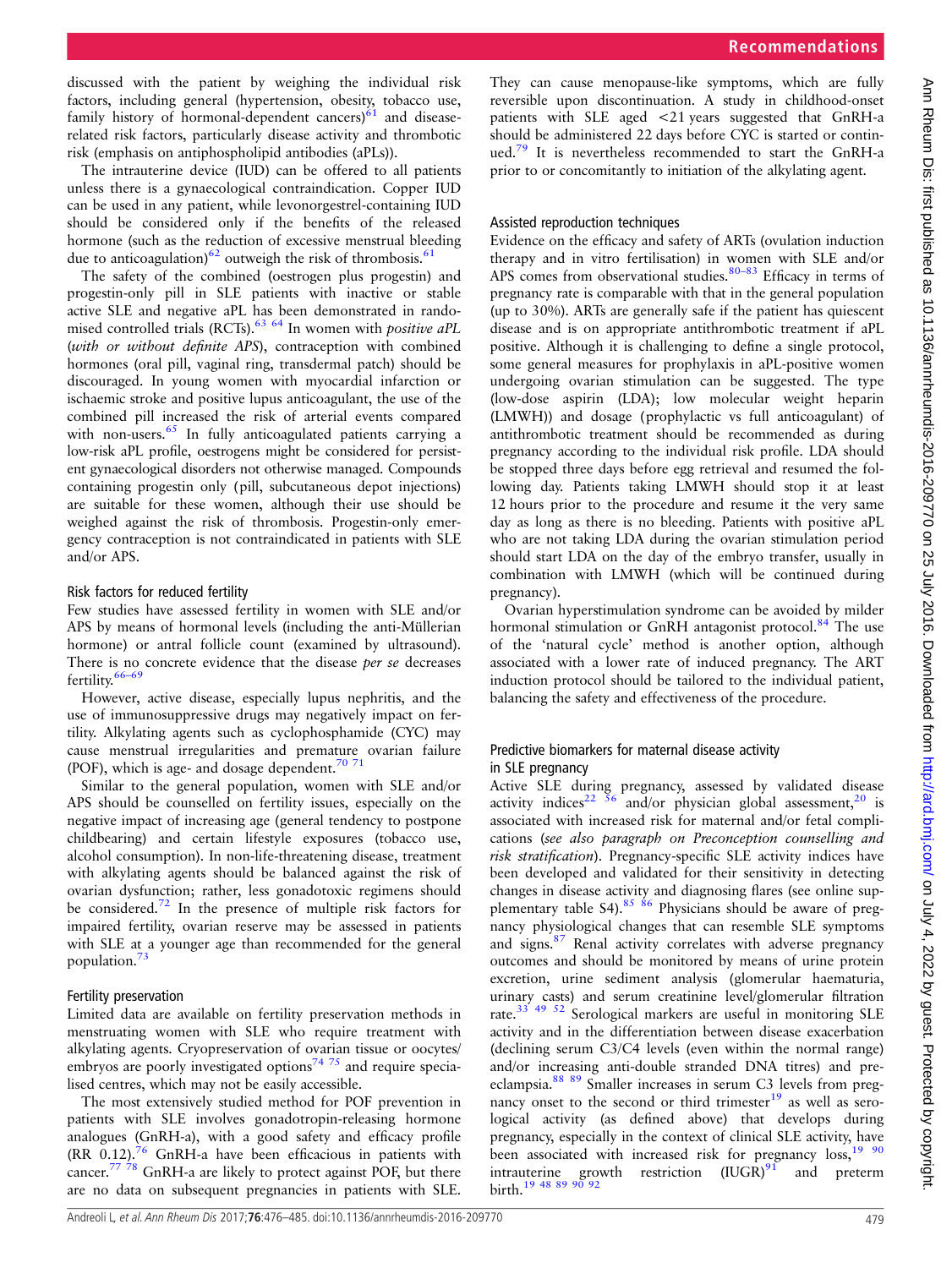discussed with the patient by weighing the individual risk factors, including general (hypertension, obesity, tobacco use, family history of hormonal-dependent cancers)[61] and disease-related risk factors, particularly disease activity and thrombotic risk (emphasis on antiphospholipid antibodies (aPLs)).

The intrauterine device (IUD) can be offered to all patients unless there is a gynaecological contraindication. Copper IUD can be used in any patient, while levonorgestrel-containing IUD should be considered only if the benefits of the released hormone (such as the reduction of excessive menstrual bleeding due to anticoagulation)[62] outweigh the risk of thrombosis.[61]

The safety of the combined (oestrogen plus progestin) and progestin-only pill in SLE patients with inactive or stable active SLE and negative aPL has been demonstrated in randomised controlled trials (RCTs).[63 64] In women with *positive aPL* (*with or without definite APS*), contraception with combined hormones (oral pill, vaginal ring, transdermal patch) should be discouraged. In young women with myocardial infarction or ischaemic stroke and positive lupus anticoagulant, the use of the combined pill increased the risk of arterial events compared with non-users.[65] In fully anticoagulated patients carrying a low-risk aPL profile, oestrogens might be considered for persistent gynaecological disorders not otherwise managed. Compounds containing progestin only (pill, subcutaneous depot injections) are suitable for these women, although their use should be weighed against the risk of thrombosis. Progestin-only emergency contraception is not contraindicated in patients with SLE and/or APS.

### Risk factors for reduced fertility

Few studies have assessed fertility in women with SLE and/or APS by means of hormonal levels (including the anti-Müllerian hormone) or antral follicle count (examined by ultrasound). There is no concrete evidence that the disease *per se* decreases fertility.[66–69]

However, active disease, especially lupus nephritis, and the use of immunosuppressive drugs may negatively impact on fertility. Alkylating agents such as cyclophosphamide (CYC) may cause menstrual irregularities and premature ovarian failure (POF), which is age- and dosage dependent.[70 71]

Similar to the general population, women with SLE and/or APS should be counselled on fertility issues, especially on the negative impact of increasing age (general tendency to postpone childbearing) and certain lifestyle exposures (tobacco use, alcohol consumption). In non-life-threatening disease, treatment with alkylating agents should be balanced against the risk of ovarian dysfunction; rather, less gonadotoxic regimens should be considered.[72] In the presence of multiple risk factors for impaired fertility, ovarian reserve may be assessed in patients with SLE at a younger age than recommended for the general population.[73]

### Fertility preservation

Limited data are available on fertility preservation methods in menstruating women with SLE who require treatment with alkylating agents. Cryopreservation of ovarian tissue or oocytes/embryos are poorly investigated options[74 75] and require specialised centres, which may not be easily accessible.

The most extensively studied method for POF prevention in patients with SLE involves gonadotropin-releasing hormone analogues (GnRH-a), with a good safety and efficacy profile (RR 0.12).[76] GnRH-a have been efficacious in patients with cancer.[77 78] GnRH-a are likely to protect against POF, but there are no data on subsequent pregnancies in patients with SLE. They can cause menopause-like symptoms, which are fully reversible upon discontinuation. A study in childhood-onset patients with SLE aged <21 years suggested that GnRH-a should be administered 22 days before CYC is started or continued.[79] It is nevertheless recommended to start the GnRH-a prior to or concomitantly to initiation of the alkylating agent.

### Assisted reproduction techniques

Evidence on the efficacy and safety of ARTs (ovulation induction therapy and in vitro fertilisation) in women with SLE and/or APS comes from observational studies.[80–83] Efficacy in terms of pregnancy rate is comparable with that in the general population (up to 30%). ARTs are generally safe if the patient has quiescent disease and is on appropriate antithrombotic treatment if aPL positive. Although it is challenging to define a single protocol, some general measures for prophylaxis in aPL-positive women undergoing ovarian stimulation can be suggested. The type (low-dose aspirin (LDA); low molecular weight heparin (LMWH)) and dosage (prophylactic vs full anticoagulant) of antithrombotic treatment should be recommended as during pregnancy according to the individual risk profile. LDA should be stopped three days before egg retrieval and resumed the following day. Patients taking LMWH should stop it at least 12 hours prior to the procedure and resume it the very same day as long as there is no bleeding. Patients with positive aPL who are not taking LDA during the ovarian stimulation period should start LDA on the day of the embryo transfer, usually in combination with LMWH (which will be continued during pregnancy).

Ovarian hyperstimulation syndrome can be avoided by milder hormonal stimulation or GnRH antagonist protocol.[84] The use of the 'natural cycle' method is another option, although associated with a lower rate of induced pregnancy. The ART induction protocol should be tailored to the individual patient, balancing the safety and effectiveness of the procedure.

### Predictive biomarkers for maternal disease activity in SLE pregnancy

Active SLE during pregnancy, assessed by validated disease activity indices[22 56] and/or physician global assessment,[20] is associated with increased risk for maternal and/or fetal complications (*see also paragraph on Preconception counselling and risk stratification*). Pregnancy-specific SLE activity indices have been developed and validated for their sensitivity in detecting changes in disease activity and diagnosing flares (see online supplementary table S4).[85 86] Physicians should be aware of pregnancy physiological changes that can resemble SLE symptoms and signs.[87] Renal activity correlates with adverse pregnancy outcomes and should be monitored by means of urine protein excretion, urine sediment analysis (glomerular haematuria, urinary casts) and serum creatinine level/glomerular filtration rate.[33 49 52] Serological markers are useful in monitoring SLE activity and in the differentiation between disease exacerbation (declining serum C3/C4 levels (even within the normal range) and/or increasing anti-double stranded DNA titres) and pre-eclampsia.[88 89] Smaller increases in serum C3 levels from pregnancy onset to the second or third trimester[19] as well as serological activity (as defined above) that develops during pregnancy, especially in the context of clinical SLE activity, have been associated with increased risk for pregnancy loss,[19 90] intrauterine growth restriction (IUGR)[91] and preterm birth.[19 48 89 90 92]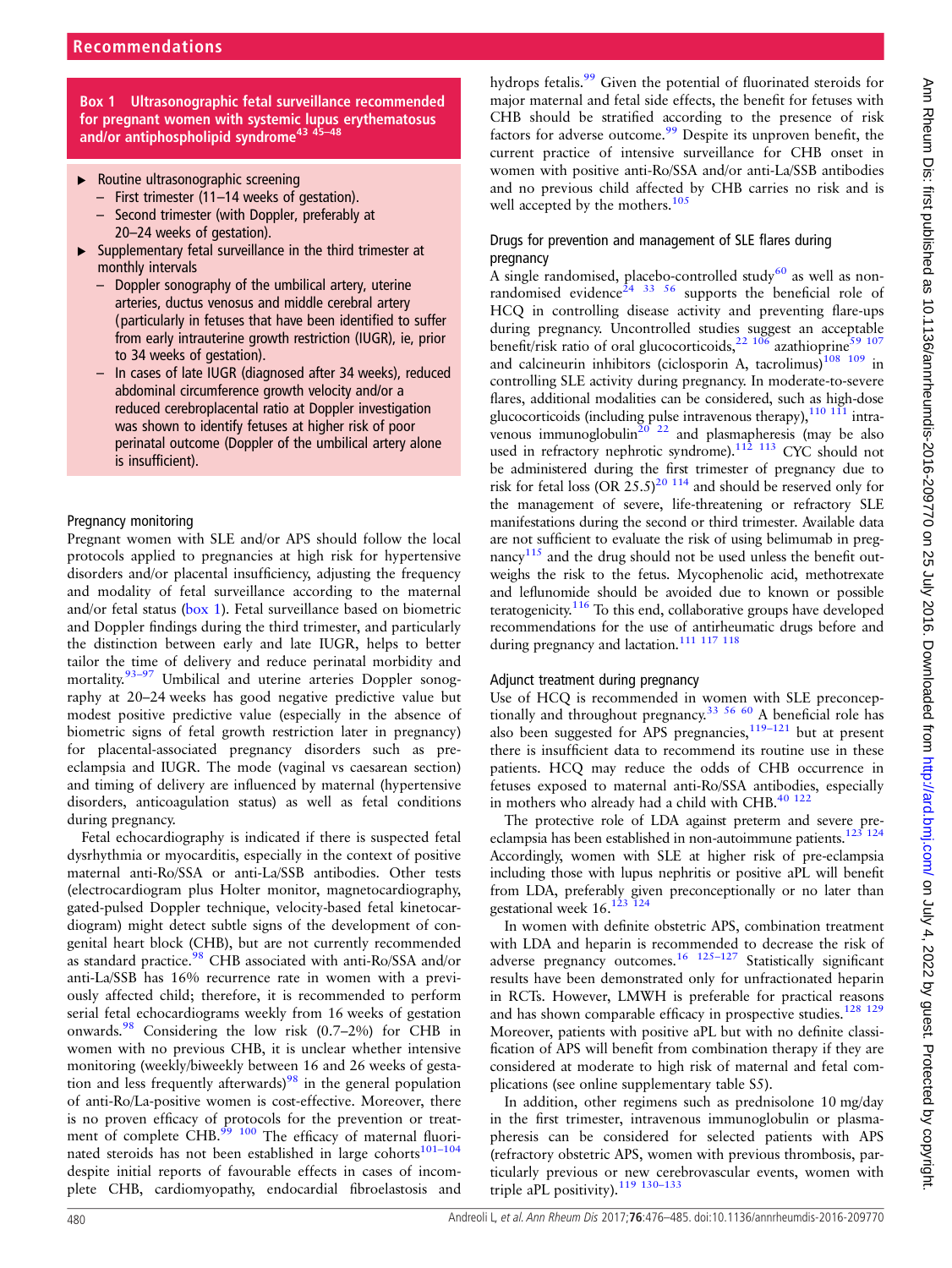## Recommendations

**Box 1 Ultrasonographic fetal surveillance recommended for pregnant women with systemic lupus erythematosus and/or antiphospholipid syndrome[43 45–48]**

- Routine ultrasonographic screening
  - First trimester (11–14 weeks of gestation).
  - Second trimester (with Doppler, preferably at 20–24 weeks of gestation).
- Supplementary fetal surveillance in the third trimester at monthly intervals
  - Doppler sonography of the umbilical artery, uterine arteries, ductus venosus and middle cerebral artery (particularly in fetuses that have been identified to suffer from early intrauterine growth restriction (IUGR), ie, prior to 34 weeks of gestation).
  - In cases of late IUGR (diagnosed after 34 weeks), reduced abdominal circumference growth velocity and/or a reduced cerebroplacental ratio at Doppler investigation was shown to identify fetuses at higher risk of poor perinatal outcome (Doppler of the umbilical artery alone is insufficient).

### Pregnancy monitoring

Pregnant women with SLE and/or APS should follow the local protocols applied to pregnancies at high risk for hypertensive disorders and/or placental insufficiency, adjusting the frequency and modality of fetal surveillance according to the maternal and/or fetal status (box 1). Fetal surveillance based on biometric and Doppler findings during the third trimester, and particularly the distinction between early and late IUGR, helps to better tailor the time of delivery and reduce perinatal morbidity and mortality.[93–97] Umbilical and uterine arteries Doppler sonography at 20–24 weeks has good negative predictive value but modest positive predictive value (especially in the absence of biometric signs of fetal growth restriction later in pregnancy) for placental-associated pregnancy disorders such as pre-eclampsia and IUGR. The mode (vaginal vs caesarean section) and timing of delivery are influenced by maternal (hypertensive disorders, anticoagulation status) as well as fetal conditions during pregnancy.

Fetal echocardiography is indicated if there is suspected fetal dysrhythmia or myocarditis, especially in the context of positive maternal anti-Ro/SSA or anti-La/SSB antibodies. Other tests (electrocardiogram plus Holter monitor, magnetocardiography, gated-pulsed Doppler technique, velocity-based fetal kinetocardiogram) might detect subtle signs of the development of congenital heart block (CHB), but are not currently recommended as standard practice.[98] CHB associated with anti-Ro/SSA and/or anti-La/SSB has 16% recurrence rate in women with a previously affected child; therefore, it is recommended to perform serial fetal echocardiograms weekly from 16 weeks of gestation onwards.[98] Considering the low risk (0.7–2%) for CHB in women with no previous CHB, it is unclear whether intensive monitoring (weekly/biweekly between 16 and 26 weeks of gestation and less frequently afterwards)[98] in the general population of anti-Ro/La-positive women is cost-effective. Moreover, there is no proven efficacy of protocols for the prevention or treatment of complete CHB.[99 100] The efficacy of maternal fluorinated steroids has not been established in large cohorts[101–104] despite initial reports of favourable effects in cases of incomplete CHB, cardiomyopathy, endocardial fibroelastosis and hydrops fetalis.[99] Given the potential of fluorinated steroids for major maternal and fetal side effects, the benefit for fetuses with CHB should be stratified according to the presence of risk factors for adverse outcome.[99] Despite its unproven benefit, the current practice of intensive surveillance for CHB onset in women with positive anti-Ro/SSA and/or anti-La/SSB antibodies and no previous child affected by CHB carries no risk and is well accepted by the mothers.[105]

### Drugs for prevention and management of SLE flares during pregnancy

A single randomised, placebo-controlled study[60] as well as non-randomised evidence[24 33 56] supports the beneficial role of HCQ in controlling disease activity and preventing flare-ups during pregnancy. Uncontrolled studies suggest an acceptable benefit/risk ratio of oral glucocorticoids,[22 106] azathioprine[59 107] and calcineurin inhibitors (ciclosporin A, tacrolimus)[108 109] in controlling SLE activity during pregnancy. In moderate-to-severe flares, additional modalities can be considered, such as high-dose glucocorticoids (including pulse intravenous therapy),[110 111] intravenous immunoglobulin[20 22] and plasmapheresis (may be also used in refractory nephrotic syndrome).[112 113] CYC should not be administered during the first trimester of pregnancy due to risk for fetal loss (OR 25.5)[20 114] and should be reserved only for the management of severe, life-threatening or refractory SLE manifestations during the second or third trimester. Available data are not sufficient to evaluate the risk of using belimumab in pregnancy[115] and the drug should not be used unless the benefit outweighs the risk to the fetus. Mycophenolic acid, methotrexate and leflunomide should be avoided due to known or possible teratogenicity.[116] To this end, collaborative groups have developed recommendations for the use of antirheumatic drugs before and during pregnancy and lactation.[111 117 118]

### Adjunct treatment during pregnancy

Use of HCQ is recommended in women with SLE preconceptionally and throughout pregnancy.[33 56 60] A beneficial role has also been suggested for APS pregnancies,[119–121] but at present there is insufficient data to recommend its routine use in these patients. HCQ may reduce the odds of CHB occurrence in fetuses exposed to maternal anti-Ro/SSA antibodies, especially in mothers who already had a child with CHB.[40 122]

The protective role of LDA against preterm and severe pre-eclampsia has been established in non-autoimmune patients.[123 124] Accordingly, women with SLE at higher risk of pre-eclampsia including those with lupus nephritis or positive aPL will benefit from LDA, preferably given preconceptionally or no later than gestational week 16.[123 124]

In women with definite obstetric APS, combination treatment with LDA and heparin is recommended to decrease the risk of adverse pregnancy outcomes.[16 125–127] Statistically significant results have been demonstrated only for unfractionated heparin in RCTs. However, LMWH is preferable for practical reasons and has shown comparable efficacy in prospective studies.[128 129] Moreover, patients with positive aPL but with no definite classification of APS will benefit from combination therapy if they are considered at moderate to high risk of maternal and fetal complications (see online supplementary table S5).

In addition, other regimens such as prednisolone 10 mg/day in the first trimester, intravenous immunoglobulin or plasmapheresis can be considered for selected patients with APS (refractory obstetric APS, women with previous thrombosis, particularly previous or new cerebrovascular events, women with triple aPL positivity).[119 130–133]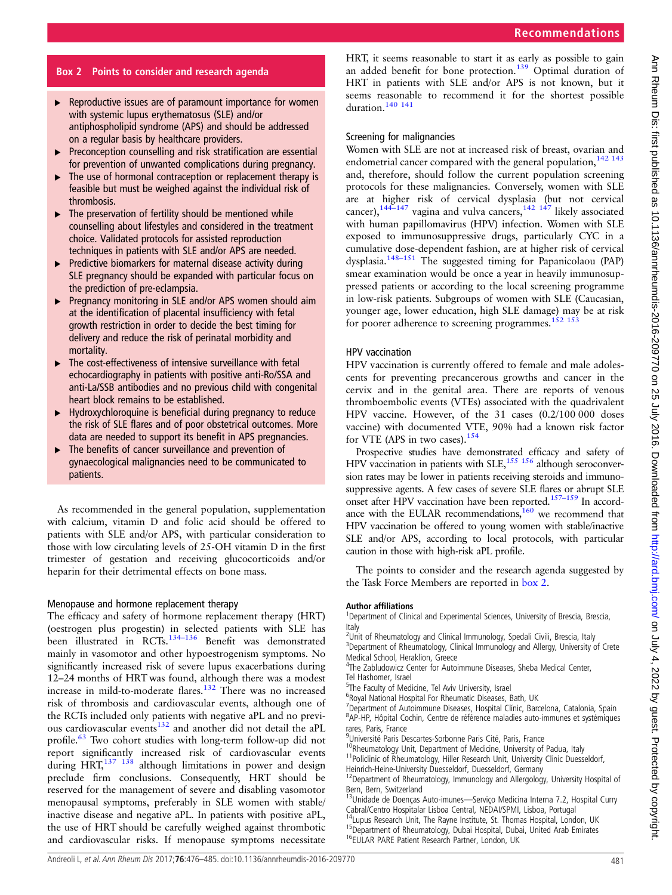## Box 2 Points to consider and research agenda

- Reproductive issues are of paramount importance for women with systemic lupus erythematosus (SLE) and/or antiphospholipid syndrome (APS) and should be addressed on a regular basis by healthcare providers.
- Preconception counselling and risk stratification are essential for prevention of unwanted complications during pregnancy.
- The use of hormonal contraception or replacement therapy is feasible but must be weighed against the individual risk of thrombosis.
- The preservation of fertility should be mentioned while counselling about lifestyles and considered in the treatment choice. Validated protocols for assisted reproduction techniques in patients with SLE and/or APS are needed.
- Predictive biomarkers for maternal disease activity during SLE pregnancy should be expanded with particular focus on the prediction of pre-eclampsia.
- Pregnancy monitoring in SLE and/or APS women should aim at the identification of placental insufficiency with fetal growth restriction in order to decide the best timing for delivery and reduce the risk of perinatal morbidity and mortality.
- The cost-effectiveness of intensive surveillance with fetal echocardiography in patients with positive anti-Ro/SSA and anti-La/SSB antibodies and no previous child with congenital heart block remains to be established.
- Hydroxychloroquine is beneficial during pregnancy to reduce the risk of SLE flares and of poor obstetrical outcomes. More data are needed to support its benefit in APS pregnancies.
- The benefits of cancer surveillance and prevention of gynaecological malignancies need to be communicated to patients.

As recommended in the general population, supplementation with calcium, vitamin D and folic acid should be offered to patients with SLE and/or APS, with particular consideration to those with low circulating levels of 25-OH vitamin D in the first trimester of gestation and receiving glucocorticoids and/or heparin for their detrimental effects on bone mass.

### Menopause and hormone replacement therapy

The efficacy and safety of hormone replacement therapy (HRT) (oestrogen plus progestin) in selected patients with SLE has been illustrated in RCTs.[134–136] Benefit was demonstrated mainly in vasomotor and other hypoestrogenism symptoms. No significantly increased risk of severe lupus exacerbations during 12–24 months of HRT was found, although there was a modest increase in mild-to-moderate flares.[132] There was no increased risk of thrombosis and cardiovascular events, although one of the RCTs included only patients with negative aPL and no previous cardiovascular events[132] and another did not detail the aPL profile.[63] Two cohort studies with long-term follow-up did not report significantly increased risk of cardiovascular events during HRT,[137 138] although limitations in power and design preclude firm conclusions. Consequently, HRT should be reserved for the management of severe and disabling vasomotor menopausal symptoms, preferably in SLE women with stable/inactive disease and negative aPL. In patients with positive aPL, the use of HRT should be carefully weighed against thrombotic and cardiovascular risks. If menopause symptoms necessitate HRT, it seems reasonable to start it as early as possible to gain an added benefit for bone protection.[139] Optimal duration of HRT in patients with SLE and/or APS is not known, but it seems reasonable to recommend it for the shortest possible duration.[140 141]

### Screening for malignancies

Women with SLE are not at increased risk of breast, ovarian and endometrial cancer compared with the general population,[142 143] and, therefore, should follow the current population screening protocols for these malignancies. Conversely, women with SLE are at higher risk of cervical dysplasia (but not cervical cancer),[144–147] vagina and vulva cancers,[142 147] likely associated with human papillomavirus (HPV) infection. Women with SLE exposed to immunosuppressive drugs, particularly CYC in a cumulative dose-dependent fashion, are at higher risk of cervical dysplasia.[148–151] The suggested timing for Papanicolaou (PAP) smear examination would be once a year in heavily immunosuppressed patients or according to the local screening programme in low-risk patients. Subgroups of women with SLE (Caucasian, younger age, lower education, high SLE damage) may be at risk for poorer adherence to screening programmes.[152 153]

### HPV vaccination

HPV vaccination is currently offered to female and male adolescents for preventing precancerous growths and cancer in the cervix and in the genital area. There are reports of venous thromboembolic events (VTEs) associated with the quadrivalent HPV vaccine. However, of the 31 cases (0.2/100 000 doses vaccine) with documented VTE, 90% had a known risk factor for VTE (APS in two cases).[154]

Prospective studies have demonstrated efficacy and safety of HPV vaccination in patients with SLE,[155 156] although seroconversion rates may be lower in patients receiving steroids and immunosuppressive agents. A few cases of severe SLE flares or abrupt SLE onset after HPV vaccination have been reported.[157–159] In accordance with the EULAR recommendations,[160] we recommend that HPV vaccination be offered to young women with stable/inactive SLE and/or APS, according to local protocols, with particular caution in those with high-risk aPL profile.

The points to consider and the research agenda suggested by the Task Force Members are reported in box 2.

#### Author affiliations

[1]Department of Clinical and Experimental Sciences, University of Brescia, Brescia, Italy
[2]Unit of Rheumatology and Clinical Immunology, Spedali Civili, Brescia, Italy
[3]Department of Rheumatology, Clinical Immunology and Allergy, University of Crete Medical School, Heraklion, Greece
[4]The Zabludowicz Center for Autoimmune Diseases, Sheba Medical Center, Tel Hashomer, Israel
[5]The Faculty of Medicine, Tel Aviv University, Israel
[6]Royal National Hospital For Rheumatic Diseases, Bath, UK
[7]Department of Autoimmune Diseases, Hospital Clínic, Barcelona, Catalonia, Spain
[8]AP-HP, Hôpital Cochin, Centre de référence maladies auto-immunes et systémiques rares, Paris, France
[9]Université Paris Descartes-Sorbonne Paris Cité, Paris, France
[10]Rheumatology Unit, Department of Medicine, University of Padua, Italy
[11]Policlinic of Rheumatology, Hiller Research Unit, University Clinic Duesseldorf, Heinrich-Heine-University Duesseldorf, Duesseldorf, Germany
[12]Department of Rheumatology, Immunology and Allergology, University Hospital of Bern, Bern, Switzerland
[13]Unidade de Doenças Auto-imunes—Serviço Medicina Interna 7.2, Hospital Curry Cabral/Centro Hospitalar Lisboa Central, NEDAI/SPMI, Lisboa, Portugal
[14]Lupus Research Unit, The Rayne Institute, St. Thomas Hospital, London, UK
[15]Department of Rheumatology, Dubai Hospital, Dubai, United Arab Emirates
[16]EULAR PARE Patient Research Partner, London, UK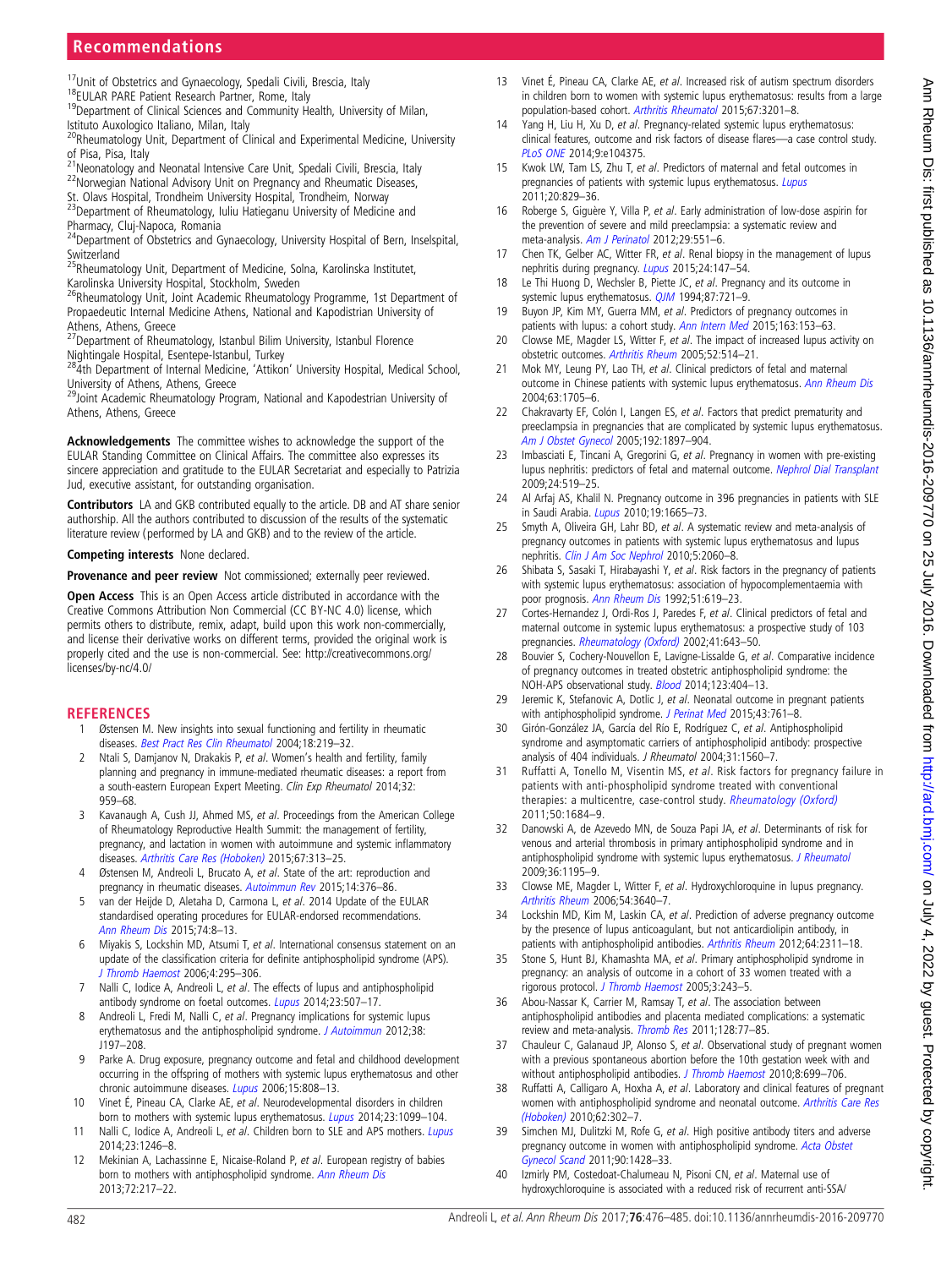[17]Unit of Obstetrics and Gynaecology, Spedali Civili, Brescia, Italy
[18]EULAR PARE Patient Research Partner, Rome, Italy
[19]Department of Clinical Sciences and Community Health, University of Milan, Istituto Auxologico Italiano, Milan, Italy
[20]Rheumatology Unit, Department of Clinical and Experimental Medicine, University of Pisa, Pisa, Italy
[21]Neonatology and Neonatal Intensive Care Unit, Spedali Civili, Brescia, Italy
[22]Norwegian National Advisory Unit on Pregnancy and Rheumatic Diseases, St. Olavs Hospital, Trondheim University Hospital, Trondheim, Norway
[23]Department of Rheumatology, Iuliu Hatieganu University of Medicine and Pharmacy, Cluj-Napoca, Romania
[24]Department of Obstetrics and Gynaecology, University Hospital of Bern, Inselspital, Switzerland
[25]Rheumatology Unit, Department of Medicine, Solna, Karolinska Institutet, Karolinska University Hospital, Stockholm, Sweden
[26]Rheumatology Unit, Joint Academic Rheumatology Programme, 1st Department of Propaedeutic Internal Medicine Athens, National and Kapodistrian University of Athens, Athens, Greece
[27]Department of Rheumatology, Istanbul Bilim University, Istanbul Florence Nightingale Hospital, Esentepe-Istanbul, Turkey
[28]4th Department of Internal Medicine, 'Attikon' University Hospital, Medical School, University of Athens, Athens, Greece
[29]Joint Academic Rheumatology Program, National and Kapodestrian University of Athens, Athens, Greece

**Acknowledgements** The committee wishes to acknowledge the support of the EULAR Standing Committee on Clinical Affairs. The committee also expresses its sincere appreciation and gratitude to the EULAR Secretariat and especially to Patrizia Jud, executive assistant, for outstanding organisation.

**Contributors** LA and GKB contributed equally to the article. DB and AT share senior authorship. All the authors contributed to discussion of the results of the systematic literature review (performed by LA and GKB) and to the review of the article.

**Competing interests** None declared.

**Provenance and peer review** Not commissioned; externally peer reviewed.

**Open Access** This is an Open Access article distributed in accordance with the Creative Commons Attribution Non Commercial (CC BY-NC 4.0) license, which permits others to distribute, remix, adapt, build upon this work non-commercially, and license their derivative works on different terms, provided the original work is properly cited and the use is non-commercial. See: http://creativecommons.org/licenses/by-nc/4.0/

## REFERENCES

1. Østensen M. New insights into sexual functioning and fertility in rheumatic diseases. *Best Pract Res Clin Rheumatol* 2004;18:219–32.
2. Ntali S, Damjanov N, Drakakis P, *et al*. Women's health and fertility, family planning and pregnancy in immune-mediated rheumatic diseases: a report from a south-eastern European Expert Meeting. *Clin Exp Rheumatol* 2014;32:959–68.
3. Kavanaugh A, Cush JJ, Ahmed MS, *et al*. Proceedings from the American College of Rheumatology Reproductive Health Summit: the management of fertility, pregnancy, and lactation in women with autoimmune and systemic inflammatory diseases. *Arthritis Care Res (Hoboken)* 2015;67:313–25.
4. Østensen M, Andreoli L, Brucato A, *et al*. State of the art: reproduction and pregnancy in rheumatic diseases. *Autoimmun Rev* 2015;14:376–86.
5. van der Heijde D, Aletaha D, Carmona L, *et al*. 2014 Update of the EULAR standardised operating procedures for EULAR-endorsed recommendations. *Ann Rheum Dis* 2015;74:8–13.
6. Miyakis S, Lockshin MD, Atsumi T, *et al*. International consensus statement on an update of the classification criteria for definite antiphospholipid syndrome (APS). *J Thromb Haemost* 2006;4:295–306.
7. Nalli C, Iodice A, Andreoli L, *et al*. The effects of lupus and antiphospholipid antibody syndrome on foetal outcomes. *Lupus* 2014;23:507–17.
8. Andreoli L, Fredi M, Nalli C, *et al*. Pregnancy implications for systemic lupus erythematosus and the antiphospholipid syndrome. *J Autoimmun* 2012;38:J197–208.
9. Parke A. Drug exposure, pregnancy outcome and fetal and childhood development occurring in the offspring of mothers with systemic lupus erythematosus and other chronic autoimmune diseases. *Lupus* 2006;15:808–13.
10. Vinet É, Pineau CA, Clarke AE, *et al*. Neurodevelopmental disorders in children born to mothers with systemic lupus erythematosus. *Lupus* 2014;23:1099–104.
11. Nalli C, Iodice A, Andreoli L, *et al*. Children born to SLE and APS mothers. *Lupus* 2014;23:1246–8.
12. Mekinian A, Lachassinne E, Nicaise-Roland P, *et al*. European registry of babies born to mothers with antiphospholipid syndrome. *Ann Rheum Dis* 2013;72:217–22.
13. Vinet É, Pineau CA, Clarke AE, *et al*. Increased risk of autism spectrum disorders in children born to women with systemic lupus erythematosus: results from a large population-based cohort. *Arthritis Rheumatol* 2015;67:3201–8.
14. Yang H, Liu H, Xu D, *et al*. Pregnancy-related systemic lupus erythematosus: clinical features, outcome and risk factors of disease flares—a case control study. *PLoS ONE* 2014;9:e104375.
15. Kwok LW, Tam LS, Zhu T, *et al*. Predictors of maternal and fetal outcomes in pregnancies of patients with systemic lupus erythematosus. *Lupus* 2011;20:829–36.
16. Roberge S, Giguère Y, Villa P, *et al*. Early administration of low-dose aspirin for the prevention of severe and mild preeclampsia: a systematic review and meta-analysis. *Am J Perinatol* 2012;29:551–6.
17. Chen TK, Gelber AC, Witter FR, *et al*. Renal biopsy in the management of lupus nephritis during pregnancy. *Lupus* 2015;24:147–54.
18. Le Thi Huong D, Wechsler B, Piette JC, *et al*. Pregnancy and its outcome in systemic lupus erythematosus. *QJM* 1994;87:721–9.
19. Buyon JP, Kim MY, Guerra MM, *et al*. Predictors of pregnancy outcomes in patients with lupus: a cohort study. *Ann Intern Med* 2015;163:153–63.
20. Clowse ME, Magder LS, Witter F, *et al*. The impact of increased lupus activity on obstetric outcomes. *Arthritis Rheum* 2005;52:514–21.
21. Mok MY, Leung PY, Lao TH, *et al*. Clinical predictors of fetal and maternal outcome in Chinese patients with systemic lupus erythematosus. *Ann Rheum Dis* 2004;63:1705–6.
22. Chakravarty EF, Colón I, Langen ES, *et al*. Factors that predict prematurity and preeclampsia in pregnancies that are complicated by systemic lupus erythematosus. *Am J Obstet Gynecol* 2005;192:1897–904.
23. Imbasciati E, Tincani A, Gregorini G, *et al*. Pregnancy in women with pre-existing lupus nephritis: predictors of fetal and maternal outcome. *Nephrol Dial Transplant* 2009;24:519–25.
24. Al Arfaj AS, Khalil N. Pregnancy outcome in 396 pregnancies in patients with SLE in Saudi Arabia. *Lupus* 2010;19:1665–73.
25. Smyth A, Oliveira GH, Lahr BD, *et al*. A systematic review and meta-analysis of pregnancy outcomes in patients with systemic lupus erythematosus and lupus nephritis. *Clin J Am Soc Nephrol* 2010;5:2060–8.
26. Shibata S, Sasaki T, Hirabayashi Y, *et al*. Risk factors in the pregnancy of patients with systemic lupus erythematosus: association of hypocomplementaemia with poor prognosis. *Ann Rheum Dis* 1992;51:619–23.
27. Cortes-Hernandez J, Ordi-Ros J, Paredes F, *et al*. Clinical predictors of fetal and maternal outcome in systemic lupus erythematosus: a prospective study of 103 pregnancies. *Rheumatology (Oxford)* 2002;41:643–50.
28. Bouvier S, Cochery-Nouvellon E, Lavigne-Lissalde G, *et al*. Comparative incidence of pregnancy outcomes in treated obstetric antiphospholipid syndrome: the NOH-APS observational study. *Blood* 2014;123:404–13.
29. Jeremic K, Stefanovic A, Dotlic J, *et al*. Neonatal outcome in pregnant patients with antiphospholipid syndrome. *J Perinat Med* 2015;43:761–8.
30. Girón-González JA, García del Río E, Rodríguez C, *et al*. Antiphospholipid syndrome and asymptomatic carriers of antiphospholipid antibody: prospective analysis of 404 individuals. *J Rheumatol* 2004;31:1560–7.
31. Ruffatti A, Tonello M, Visentin MS, *et al*. Risk factors for pregnancy failure in patients with anti-phospholipid syndrome treated with conventional therapies: a multicentre, case-control study. *Rheumatology (Oxford)* 2011;50:1684–9.
32. Danowski A, de Azevedo MN, de Souza Papi JA, *et al*. Determinants of risk for venous and arterial thrombosis in primary antiphospholipid syndrome and in antiphospholipid syndrome with systemic lupus erythematosus. *J Rheumatol* 2009;36:1195–9.
33. Clowse ME, Magder L, Witter F, *et al*. Hydroxychloroquine in lupus pregnancy. *Arthritis Rheum* 2006;54:3640–7.
34. Lockshin MD, Kim M, Laskin CA, *et al*. Prediction of adverse pregnancy outcome by the presence of lupus anticoagulant, but not anticardiolipin antibody, in patients with antiphospholipid antibodies. *Arthritis Rheum* 2012;64:2311–18.
35. Stone S, Hunt BJ, Khamashta MA, *et al*. Primary antiphospholipid syndrome in pregnancy: an analysis of outcome in a cohort of 33 women treated with a rigorous protocol. *J Thromb Haemost* 2005;3:243–5.
36. Abou-Nassar K, Carrier M, Ramsay T, *et al*. The association between antiphospholipid antibodies and placenta mediated complications: a systematic review and meta-analysis. *Thromb Res* 2011;128:77–85.
37. Chauleur C, Galanaud JP, Alonso S, *et al*. Observational study of pregnant women with a previous spontaneous abortion before the 10th gestation week with and without antiphospholipid antibodies. *J Thromb Haemost* 2010;8:699–706.
38. Ruffatti A, Calligaro A, Hoxha A, *et al*. Laboratory and clinical features of pregnant women with antiphospholipid syndrome and neonatal outcome. *Arthritis Care Res (Hoboken)* 2010;62:302–7.
39. Simchen MJ, Dulitzki M, Rofe G, *et al*. High positive antibody titers and adverse pregnancy outcome in women with antiphospholipid syndrome. *Acta Obstet Gynecol Scand* 2011;90:1428–33.
40. Izmirly PM, Costedoat-Chalumeau N, Pisoni CN, *et al*. Maternal use of hydroxychloroquine is associated with a reduced risk of recurrent anti-SSA/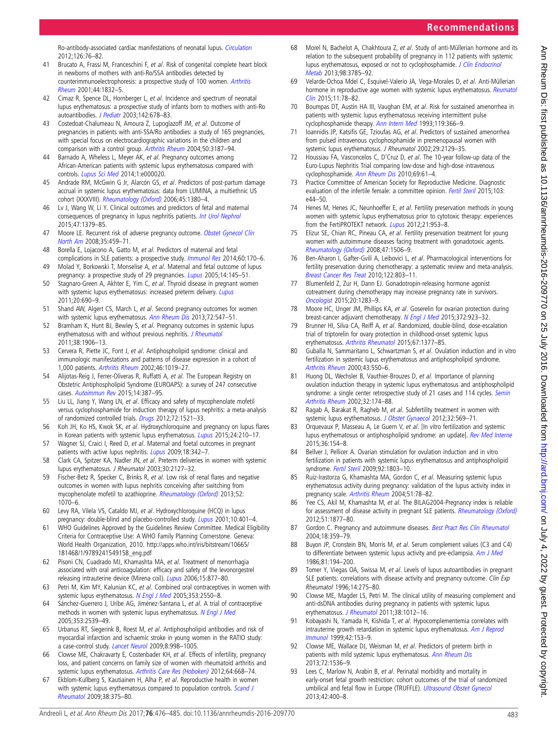Ro-antibody-associated cardiac manifestations of neonatal lupus. *Circulation* 2012;126:76–82.

41 Brucato A, Frassi M, Franceschini F, *et al*. Risk of congenital complete heart block in newborns of mothers with anti-Ro/SSA antibodies detected by counterimmunoelectrophoresis: a prospective study of 100 women. *Arthritis Rheum* 2001;44:1832–5.

42 Cimaz R, Spence DL, Hornberger L, *et al*. Incidence and spectrum of neonatal lupus erythematosus: a prospective study of infants born to mothers with anti-Ro autoantibodies. *J Pediatr* 2003;142:678–83.

43 Costedoat-Chalumeau N, Amoura Z, Lupoglazoff JM, *et al*. Outcome of pregnancies in patients with anti-SSA/Ro antibodies: a study of 165 pregnancies, with special focus on electrocardiographic variations in the children and comparison with a control group. *Arthritis Rheum* 2004;50:3187–94.

44 Barnado A, Wheless L, Meyer AK, *et al*. Pregnancy outcomes among African-American patients with systemic lupus erythematosus compared with controls. *Lupus Sci Med* 2014;1:e000020.

45 Andrade RM, McGwin G Jr, Alarcón GS, *et al*. Predictors of post-partum damage accrual in systemic lupus erythematosus: data from LUMINA, a multiethnic US cohort (XXXVIII). *Rheumatology (Oxford)* 2006;45:1380–4.

46 Lv J, Wang W, Li Y. Clinical outcomes and predictors of fetal and maternal consequences of pregnancy in lupus nephritis patients. *Int Urol Nephrol* 2015;47:1379–85.

47 Moore LE. Recurrent risk of adverse pregnancy outcome. *Obstet Gynecol Clin North Am* 2008;35:459–71.

48 Borella E, Lojacono A, Gatto M, *et al*. Predictors of maternal and fetal complications in SLE patients: a prospective study. *Immunol Res* 2014;60:170–6.

49 Molad Y, Borkowski T, Monselise A, *et al*. Maternal and fetal outcome of lupus pregnancy: a prospective study of 29 pregnancies. *Lupus* 2005;14:145–51.

50 Stagnaro-Green A, Akhter E, Yim C, *et al*. Thyroid disease in pregnant women with systemic lupus erythematosus: increased preterm delivery. *Lupus* 2011;20:690–9.

51 Shand AW, Algert CS, March L, *et al*. Second pregnancy outcomes for women with systemic lupus erythematosus. *Ann Rheum Dis* 2013;72:547–51.

52 Bramham K, Hunt BJ, Bewley S, *et al*. Pregnancy outcomes in systemic lupus erythematosus with and without previous nephritis. *J Rheumatol* 2011;38:1906–13.

53 Cervera R, Piette JC, Font J, *et al*. Antiphospholipid syndrome: clinical and immunologic manifestations and patterns of disease expression in a cohort of 1,000 patients. *Arthritis Rheum* 2002;46:1019–27.

54 Alijotas-Reig J, Ferrer-Oliveras R, Ruffatti A, *et al*. The European Registry on Obstetric Antiphospholipid Syndrome (EUROAPS): a survey of 247 consecutive cases. *Autoimmun Rev* 2015;14:387–95.

55 Liu LL, Jiang Y, Wang LN, *et al*. Efficacy and safety of mycophenolate mofetil versus cyclophosphamide for induction therapy of lupus nephritis: a meta-analysis of randomized controlled trials. *Drugs* 2012;72:1521–33.

56 Koh JH, Ko HS, Kwok SK, *et al*. Hydroxychloroquine and pregnancy on lupus flares in Korean patients with systemic lupus erythematosus. *Lupus* 2015;24:210–17.

57 Wagner SJ, Craici I, Reed D, *et al*. Maternal and foetal outcomes in pregnant patients with active lupus nephritis. *Lupus* 2009;18:342–7.

58 Clark CA, Spitzer KA, Nadler JN, *et al*. Preterm deliveries in women with systemic lupus erythematosus. *J Rheumatol* 2003;30:2127–32.

59 Fischer-Betz R, Specker C, Brinks R, *et al*. Low risk of renal flares and negative outcomes in women with lupus nephritis conceiving after switching from mycophenolate mofetil to azathioprine. *Rheumatology (Oxford)* 2013;52:1070–6.

60 Levy RA, Vilela VS, Cataldo MJ, *et al*. Hydroxychloroquine (HCQ) in lupus pregnancy: double-blind and placebo-controlled study. *Lupus* 2001;10:401–4.

61 WHO Guidelines Approved by the Guidelines Review Committee. Medical Eligibility Criteria for Contraceptive Use: A WHO Family Planning Cornerstone. Geneva: World Health Organization, 2010. http://apps.who.int/iris/bitstream/10665/181468/1/9789241549158_eng.pdf

62 Pisoni CN, Cuadrado MJ, Khamashta MA, *et al*. Treatment of menorrhagia associated with oral anticoagulation: efficacy and safety of the levonorgestrel releasing intrauterine device (Mirena coil). *Lupus* 2006;15:877–80.

63 Petri M, Kim MY, Kalunian KC, *et al*. Combined oral contraceptives in women with systemic lupus erythematosus. *N Engl J Med* 2005;353:2550–8.

64 Sánchez-Guerrero J, Uribe AG, Jiménez-Santana L, *et al*. A trial of contraceptive methods in women with systemic lupus erythematosus. *N Engl J Med* 2005;353:2539–49.

65 Urbanus RT, Siegerink B, Roest M, *et al*. Antiphospholipid antibodies and risk of myocardial infarction and ischaemic stroke in young women in the RATIO study: a case-control study. *Lancet Neurol* 2009;8:998–1005.

66 Clowse ME, Chakravarty E, Costenbader KH, *et al*. Effects of infertility, pregnancy loss, and patient concerns on family size of women with rheumatoid arthritis and systemic lupus erythematosus. *Arthritis Care Res (Hoboken)* 2012;64:668–74.

67 Ekblom-Kullberg S, Kautiainen H, Alha P, *et al*. Reproductive health in women with systemic lupus erythematosus compared to population controls. *Scand J Rheumatol* 2009;38:375–80.

68 Morel N, Bachelot A, Chakhtoura Z, *et al*. Study of anti-Müllerian hormone and its relation to the subsequent probability of pregnancy in 112 patients with systemic lupus erythematosus, exposed or not to cyclophosphamide. *J Clin Endocrinol Metab* 2013;98:3785–92.

69 Velarde-Ochoa Mdel C, Esquivel-Valerio JA, Vega-Morales D, *et al*. Anti-Müllerian hormone in reproductive age women with systemic lupus erythematosus. *Reumatol Clin* 2015;11:78–82.

70 Boumpas DT, Austin HA III, Vaughan EM, *et al*. Risk for sustained amenorrhea in patients with systemic lupus erythematosus receiving intermittent pulse cyclophosphamide therapy. *Ann Intern Med* 1993;119:366–9.

71 Ioannidis JP, Katsifis GE, Tzioufas AG, *et al*. Predictors of sustained amenorrhea from pulsed intravenous cyclophosphamide in premenopausal women with systemic lupus erythematosus. *J Rheumatol* 2002;29:2129–35.

72 Houssiau FA, Vasconcelos C, D'Cruz D, *et al*. The 10-year follow-up data of the Euro-Lupus Nephritis Trial comparing low-dose and high-dose intravenous cyclophosphamide. *Ann Rheum Dis* 2010;69:61–4.

73 Practice Committee of American Society for Reproductive Medicine. Diagnostic evaluation of the infertile female: a committee opinion. *Fertil Steril* 2015;103:e44–50.

74 Henes M, Henes JC, Neunhoeffer E, *et al*. Fertility preservation methods in young women with systemic lupus erythematosus prior to cytotoxic therapy: experiences from the FertiPROTEKT network. *Lupus* 2012;21:953–8.

75 Elizur SE, Chian RC, Pineau CA, *et al*. Fertility preservation treatment for young women with autoimmune diseases facing treatment with gonadotoxic agents. *Rheumatology (Oxford)* 2008;47:1506–9.

76 Ben-Aharon I, Gafter-Gvili A, Leibovici L, *et al*. Pharmacological interventions for fertility preservation during chemotherapy: a systematic review and meta-analysis. *Breast Cancer Res Treat* 2010;122:803–11.

77 Blumenfeld Z, Zur H, Dann EJ. Gonadotropin-releasing hormone agonist cotreatment during chemotherapy may increase pregnancy rate in survivors. *Oncologist* 2015;20:1283–9.

78 Moore HC, Unger JM, Phillips KA, *et al*. Goserelin for ovarian protection during breast-cancer adjuvant chemotherapy. *N Engl J Med* 2015;372:923–32.

79 Brunner HI, Silva CA, Reiff A, *et al*. Randomized, double-blind, dose-escalation trial of triptorelin for ovary protection in childhood-onset systemic lupus erythematosus. *Arthritis Rheumatol* 2015;67:1377–85.

80 Guballa N, Sammaritano L, Schwartzman S, *et al*. Ovulation induction and in vitro fertilization in systemic lupus erythematosus and antiphospholipid syndrome. *Arthritis Rheum* 2000;43:550–6.

81 Huong DL, Wechsler B, Vauthier-Brouzes D, *et al*. Importance of planning ovulation induction therapy in systemic lupus erythematosus and antiphospholipid syndrome: a single center retrospective study of 21 cases and 114 cycles. *Semin Arthritis Rheum* 2002;32:174–88.

82 Ragab A, Barakat R, Ragheb M, *et al*. Subfertility treatment in women with systemic lupus erythematosus. *J Obstet Gynaecol* 2012;32:569–71.

83 Orquevaux P, Masseau A, Le Guern V, *et al*. [In vitro fertilization and systemic lupus erythematosus or antiphospholipid syndrome: an update]. *Rev Med Interne* 2015;36:154–8.

84 Bellver J, Pellicer A. Ovarian stimulation for ovulation induction and in vitro fertilization in patients with systemic lupus erythematosus and antiphospholipid syndrome. *Fertil Steril* 2009;92:1803–10.

85 Ruiz-Irastorza G, Khamashta MA, Gordon C, *et al*. Measuring systemic lupus erythematosus activity during pregnancy: validation of the lupus activity index in pregnancy scale. *Arthritis Rheum* 2004;51:78–82.

86 Yee CS, Akil M, Khamashta M, *et al*. The BILAG2004-Pregnancy index is reliable for assessment of disease activity in pregnant SLE patients. *Rheumatology (Oxford)* 2012;51:1877–80.

87 Gordon C. Pregnancy and autoimmune diseases. *Best Pract Res Clin Rheumatol* 2004;18:359–79.

88 Buyon JP, Cronstein BN, Morris M, *et al*. Serum complement values (C3 and C4) to differentiate between systemic lupus activity and pre-eclampsia. *Am J Med* 1986;81:194–200.

89 Tomer Y, Viegas OA, Swissa M, *et al*. Levels of lupus autoantibodies in pregnant SLE patients: correlations with disease activity and pregnancy outcome. *Clin Exp Rheumatol* 1996;14:275–80.

90 Clowse ME, Magder LS, Petri M. The clinical utility of measuring complement and anti-dsDNA antibodies during pregnancy in patients with systemic lupus erythematosus. *J Rheumatol* 2011;38:1012–16.

91 Kobayashi N, Yamada H, Kishida T, *et al*. Hypocomplementemia correlates with intrauterine growth retardation in systemic lupus erythematosus. *Am J Reprod Immunol* 1999;42:153–9.

92 Clowse ME, Wallace DJ, Weisman M, *et al*. Predictors of preterm birth in patients with mild systemic lupus erythematosus. *Ann Rheum Dis* 2013;72:1536–9.

93 Lees C, Marlow N, Arabin B, *et al*. Perinatal morbidity and mortality in early-onset fetal growth restriction: cohort outcomes of the trial of randomized umbilical and fetal flow in Europe (TRUFFLE). *Ultrasound Obstet Gynecol* 2013;42:400–8.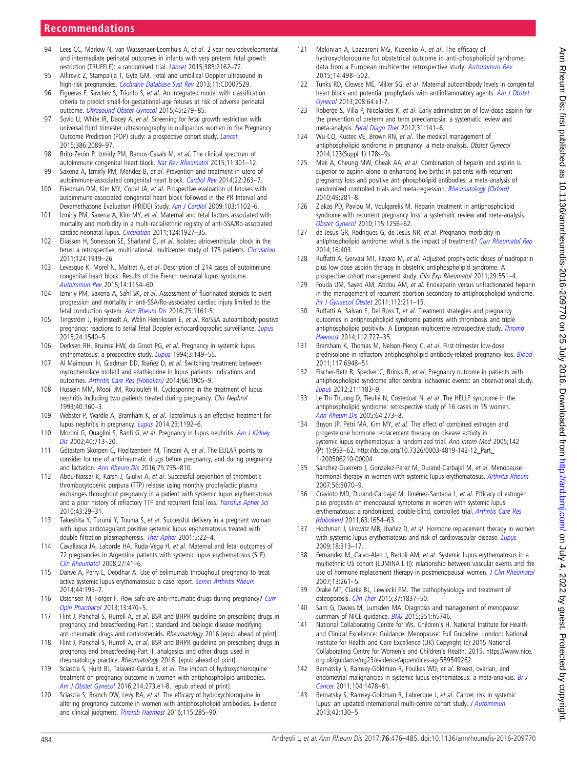94 Lees CC, Marlow N, van Wassenaer-Leemhuis A, et al. 2 year neurodevelopmental and intermediate perinatal outcomes in infants with very preterm fetal growth restriction (TRUFFLE): a randomised trial. Lancet 2015;385:2162–72.

95 Alfirevic Z, Stampalija T, Gyte GM. Fetal and umbilical Doppler ultrasound in high-risk pregnancies. Cochrane Database Syst Rev 2013;11:CD007529.

96 Figueras F, Savchev S, Triunfo S, et al. An integrated model with classification criteria to predict small-for-gestational-age fetuses at risk of adverse perinatal outcome. Ultrasound Obstet Gynecol 2015;45:279–85.

97 Sovio U, White IR, Dacey A, et al. Screening for fetal growth restriction with universal third trimester ultrasonography in nulliparous women in the Pregnancy Outcome Prediction (POP) study: a prospective cohort study. Lancet 2015;386:2089–97.

98 Brito-Zerón P, Izmirly PM, Ramos-Casals M, et al. The clinical spectrum of autoimmune congenital heart block. Nat Rev Rheumatol 2015;11:301–12.

99 Saxena A, Izmirly PM, Mendez B, et al. Prevention and treatment in utero of autoimmune-associated congenital heart block. Cardiol Rev 2014;22:263–7.

100 Friedman DM, Kim MY, Copel JA, et al. Prospective evaluation of fetuses with autoimmune-associated congenital heart block followed in the PR Interval and Dexamethasone Evaluation (PRIDE) Study. Am J Cardiol 2009;103:1102–6.

101 Izmirly PM, Saxena A, Kim MY, et al. Maternal and fetal factors associated with mortality and morbidity in a multi-racial/ethnic registry of anti-SSA/Ro-associated cardiac neonatal lupus. Circulation 2011;124:1927–35.

102 Eliasson H, Sonesson SE, Sharland G, et al. Isolated atrioventricular block in the fetus: a retrospective, multinational, multicenter study of 175 patients. Circulation 2011;124:1919–26.

103 Levesque K, Morel N, Maltret A, et al. Description of 214 cases of autoimmune congenital heart block: Results of the French neonatal lupus syndrome. Autoimmun Rev 2015;14:1154–60.

104 Izmirly PM, Saxena A, Sahl SK, et al. Assessment of fluorinated steroids to avert progression and mortality in anti-SSA/Ro-associated cardiac injury limited to the fetal conduction system. Ann Rheum Dis 2016;75:1161-5.

105 Tingström J, Hjelmstedt A, Welin Henriksson E, et al. Ro/SSA autoantibody-positive pregnancy: reactions to serial fetal Doppler echocardiographic surveillance. Lupus 2015;24:1540–5.

106 Derksen RH, Bruinse HW, de Groot PG, et al. Pregnancy in systemic lupus erythematosus: a prospective study. Lupus 1994;3:149–55.

107 Al Maimouni H, Gladman DD, Ibañez D, et al. Switching treatment between mycophenolate mofetil and azathioprine in lupus patients: indications and outcomes. Arthritis Care Res (Hoboken) 2014;66:1905–9.

108 Hussein MM, Mooij JM, Roujouleh H. Cyclosporine in the treatment of lupus nephritis including two patients treated during pregnancy. Clin Nephrol 1993;40:160–3.

109 Webster P, Wardle A, Bramham K, et al. Tacrolimus is an effective treatment for lupus nephritis in pregnancy. Lupus 2014;23:1192–6.

110 Moroni G, Quaglini S, Banfi G, et al. Pregnancy in lupus nephritis. Am J Kidney Dis 2002;40:713–20.

111 Götestam Skorpen C, Hoeltzenbein M, Tincani A, et al. The EULAR points to consider for use of antirheumatic drugs before pregnancy, and during pregnancy and lactation. Ann Rheum Dis 2016;75:795–810.

112 Abou-Nassar K, Karsh J, Giulivi A, et al. Successful prevention of thrombotic thrombocytopenic purpura (TTP) relapse using monthly prophylactic plasma exchanges throughout pregnancy in a patient with systemic lupus erythematosus and a prior history of refractory TTP and recurrent fetal loss. Transfus Apher Sci 2010;43:29–31.

113 Takeshita Y, Turumi Y, Touma S, et al. Successful delivery in a pregnant woman with lupus anticoagulant positive systemic lupus erythematosus treated with double filtration plasmapheresis. Ther Apher 2001;5:22–4.

114 Cavallasca JA, Laborde HA, Ruda-Vega H, et al. Maternal and fetal outcomes of 72 pregnancies in Argentine patients with systemic lupus erythematosus (SLE). Clin Rheumatol 2008;27:41–6.

115 Danve A, Perry L, Deodhar A. Use of belimumab throughout pregnancy to treat active systemic lupus erythematosus: a case report. Semin Arthritis Rheum 2014;44:195–7.

116 Østensen M, Förger F. How safe are anti-rheumatic drugs during pregnancy? Curr Opin Pharmacol 2013;13:470–5.

117 Flint J, Panchal S, Hurrell A, et al. BSR and BHPR guideline on prescribing drugs in pregnancy and breastfeeding-Part I: standard and biologic disease modifying anti-rheumatic drugs and corticosteroids. Rheumatology 2016 [epub ahead of print].

118 Flint J, Panchal S, Hurrell A, et al. BSR and BHPR guideline on prescribing drugs in pregnancy and breastfeeding-Part II: analgesics and other drugs used in rheumatology practice. Rheumatology 2016. [epub ahead of print].

119 Sciascia S, Hunt BJ, Talavera-Garcia E, et al. The impact of hydroxychloroquine treatment on pregnancy outcome in women with antiphospholipid antibodies. Am J Obstet Gynecol 2016;214:273.e1-8. [epub ahead of print].

120 Sciascia S, Branch DW, Levy RA, et al. The efficacy of hydroxychloroquine in altering pregnancy outcome in women with antiphospholipid antibodies. Evidence and clinical judgment. Thromb Haemost 2016;115:285–90.

121 Mekinian A, Lazzaroni MG, Kuzenko A, et al. The efficacy of hydroxychloroquine for obstetrical outcome in anti-phospholipid syndrome: data from a European multicenter retrospective study. Autoimmun Rev 2015;14:498–502.

122 Tunks RD, Clowse ME, Miller SG, et al. Maternal autoantibody levels in congenital heart block and potential prophylaxis with antiinflammatory agents. Am J Obstet Gynecol 2013;208:64.e1-7.

123 Roberge S, Villa P, Nicolaides K, et al. Early administration of low-dose aspirin for the prevention of preterm and term preeclampsia: a systematic review and meta-analysis. Fetal Diagn Ther 2012;31:141–6.

124 Wu CQ, Kustec VE, Brown RN, et al. The medical management of antiphospholipid syndrome in pregnancy: a meta-analysis. Obstet Gynecol 2014;123(Suppl 1):178s–9s.

125 Mak A, Cheung MW, Cheak AA, et al. Combination of heparin and aspirin is superior to aspirin alone in enhancing live births in patients with recurrent pregnancy loss and positive anti-phospholipid antibodies: a meta-analysis of randomized controlled trials and meta-regression. Rheumatology (Oxford) 2010;49:281–8.

126 Ziakas PD, Pavlou M, Voulgarelis M. Heparin treatment in antiphospholipid syndrome with recurrent pregnancy loss: a systematic review and meta-analysis. Obstet Gynecol 2010;115:1256–62.

127 de Jesús GR, Rodrigues G, de Jesús NR, et al. Pregnancy morbidity in antiphospholipid syndrome: what is the impact of treatment? Curr Rheumatol Rep 2014;16:403.

128 Ruffatti A, Gervasi MT, Favaro M, et al. Adjusted prophylactic doses of nadroparin plus low dose aspirin therapy in obstetric antiphospholipid syndrome. A prospective cohort management study. Clin Exp Rheumatol 2011;29:551–4.

129 Fouda UM, Sayed AM, Abdou AM, et al. Enoxaparin versus unfractionated heparin in the management of recurrent abortion secondary to antiphospholipid syndrome. Int J Gynaecol Obstet 2011;112:211–15.

130 Ruffatti A, Salvan E, Del Ross T, et al. Treatment strategies and pregnancy outcomes in antiphospholipid syndrome patients with thrombosis and triple antiphospholipid positivity. A European multicentre retrospective study. Thromb Haemost 2014;112:727–35.

131 Bramham K, Thomas M, Nelson-Piercy C, et al. First-trimester low-dose prednisolone in refractory antiphospholipid antibody-related pregnancy loss. Blood 2011;117:6948–51.

132 Fischer-Betz R, Specker C, Brinks R, et al. Pregnancy outcome in patients with antiphospholipid syndrome after cerebral ischaemic events: an observational study. Lupus 2012;21:1183–9.

133 Le Thi Thuong D, Tieulié N, Costedoat N, et al. The HELLP syndrome in the antiphospholipid syndrome: retrospective study of 16 cases in 15 women. Ann Rheum Dis 2005;64:273–8.

134 Buyon JP, Petri MA, Kim MY, et al. The effect of combined estrogen and progesterone hormone replacement therapy on disease activity in systemic lupus erythematosus: a randomized trial. Ann Intern Med 2005;142 (Pt 1):953–62. http://dx.doi.org/10.7326/0003-4819-142-12_Part_1-200506210-00004

135 Sánchez-Guerrero J, Gonzalez-Perez M, Durand-Carbajal M, et al. Menopause hormonal therapy in women with systemic lupus erythematosus. Arthritis Rheum 2007;56:3070–9.

136 Cravioto MD, Durand-Carbajal M, Jiménez-Santana L, et al. Efficacy of estrogen plus progestin on menopausal symptoms in women with systemic lupus erythematosus: a randomized, double-blind, controlled trial. Arthritis Care Res (Hoboken) 2011;63:1654–63.

137 Hochman J, Urowitz MB, Ibañez D, et al. Hormone replacement therapy in women with systemic lupus erythematosus and risk of cardiovascular disease. Lupus 2009;18:313–17.

138 Fernandez M, Calvo-Alen J, Bertoli AM, et al. Systemic lupus erythematosus in a multiethnic US cohort (LUMINA L II): relationship between vascular events and the use of hormone replacement therapy in postmenopausal women. J Clin Rheumatol 2007;13:261–5.

139 Drake MT, Clarke BL, Lewiecki EM. The pathophysiology and treatment of osteoporosis. Clin Ther 2015;37:1837–50.

140 Sarri G, Davies M, Lumsden MA. Diagnosis and management of menopause: summary of NICE guidance. BMJ 2015;351:h5746.

141 National Collaborating Centre for Ws, Children's H. National Institute for Health and Clinical Excellence: Guidance. Menopause: Full Guideline. London: National Institute for Health and Care Excellence (UK) Copyright (c) 2015 National Collaborating Centre for Women's and Children's Health, 2015. https://www.nice.org.uk/guidance/ng23/evidence/appendices-ag-559549262

142 Bernatsky S, Ramsey-Goldman R, Foulkes WD, et al. Breast, ovarian, and endometrial malignancies in systemic lupus erythematosus: a meta-analysis. Br J Cancer 2011;104:1478–81.

143 Bernatsky S, Ramsey-Goldman R, Labrecque J, et al. Cancer risk in systemic lupus: an updated international multi-centre cohort study. J Autoimmun 2013;42:130–5.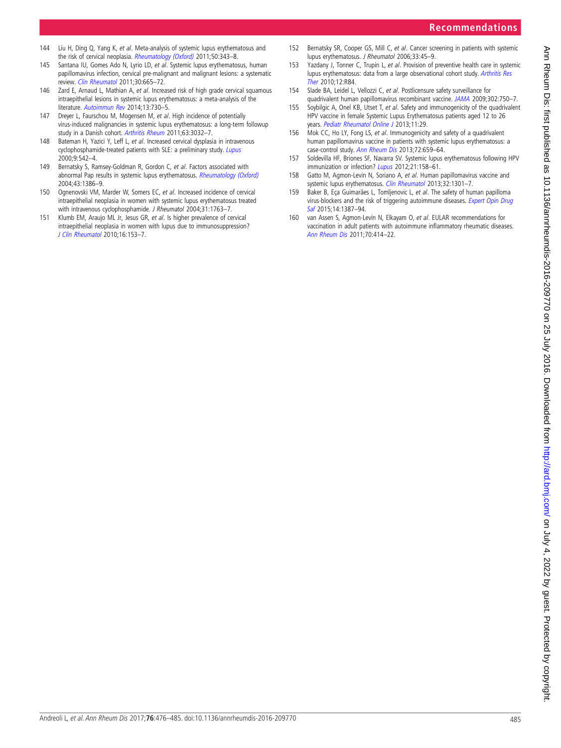144 Liu H, Ding Q, Yang K, *et al*. Meta-analysis of systemic lupus erythematosus and the risk of cervical neoplasia. *Rheumatology (Oxford)* 2011;50:343–8.

145 Santana IU, Gomes Ado N, Lyrio LD, *et al*. Systemic lupus erythematosus, human papillomavirus infection, cervical pre-malignant and malignant lesions: a systematic review. *Clin Rheumatol* 2011;30:665–72.

146 Zard E, Arnaud L, Mathian A, *et al*. Increased risk of high grade cervical squamous intraepithelial lesions in systemic lupus erythematosus: a meta-analysis of the literature. *Autoimmun Rev* 2014;13:730–5.

147 Dreyer L, Faurschou M, Mogensen M, *et al*. High incidence of potentially virus-induced malignancies in systemic lupus erythematosus: a long-term followup study in a Danish cohort. *Arthritis Rheum* 2011;63:3032–7.

148 Bateman H, Yazici Y, Leff L, *et al*. Increased cervical dysplasia in intravenous cyclophosphamide-treated patients with SLE: a preliminary study. *Lupus* 2000;9:542–4.

149 Bernatsky S, Ramsey-Goldman R, Gordon C, *et al*. Factors associated with abnormal Pap results in systemic lupus erythematosus. *Rheumatology (Oxford)* 2004;43:1386–9.

150 Ognenovski VM, Marder W, Somers EC, *et al*. Increased incidence of cervical intraepithelial neoplasia in women with systemic lupus erythematosus treated with intravenous cyclophosphamide. *J Rheumatol* 2004;31:1763–7.

151 Klumb EM, Araujo ML Jr, Jesus GR, *et al*. Is higher prevalence of cervical intraepithelial neoplasia in women with lupus due to immunosuppression? *J Clin Rheumatol* 2010;16:153–7.

152 Bernatsky SR, Cooper GS, Mill C, *et al*. Cancer screening in patients with systemic lupus erythematosus. *J Rheumatol* 2006;33:45–9.

153 Yazdany J, Tonner C, Trupin L, *et al*. Provision of preventive health care in systemic lupus erythematosus: data from a large observational cohort study. *Arthritis Res Ther* 2010;12:R84.

154 Slade BA, Leidel L, Vellozzi C, *et al*. Postlicensure safety surveillance for quadrivalent human papillomavirus recombinant vaccine. *JAMA* 2009;302:750–7.

155 Soybilgic A, Onel KB, Utset T, *et al*. Safety and immunogenicity of the quadrivalent HPV vaccine in female Systemic Lupus Erythematosus patients aged 12 to 26 years. *Pediatr Rheumatol Online J* 2013;11:29.

156 Mok CC, Ho LY, Fong LS, *et al*. Immunogenicity and safety of a quadrivalent human papillomavirus vaccine in patients with systemic lupus erythematosus: a case-control study. *Ann Rheum Dis* 2013;72:659–64.

157 Soldevilla HF, Briones SF, Navarra SV. Systemic lupus erythematosus following HPV immunization or infection? *Lupus* 2012;21:158–61.

158 Gatto M, Agmon-Levin N, Soriano A, *et al*. Human papillomavirus vaccine and systemic lupus erythematosus. *Clin Rheumatol* 2013;32:1301–7.

159 Baker B, Eça Guimarães L, Tomljenovic L, *et al*. The safety of human papilloma virus-blockers and the risk of triggering autoimmune diseases. *Expert Opin Drug Saf* 2015;14:1387–94.

160 van Assen S, Agmon-Levin N, Elkayam O, *et al*. EULAR recommendations for vaccination in adult patients with autoimmune inflammatory rheumatic diseases. *Ann Rheum Dis* 2011;70:414–22.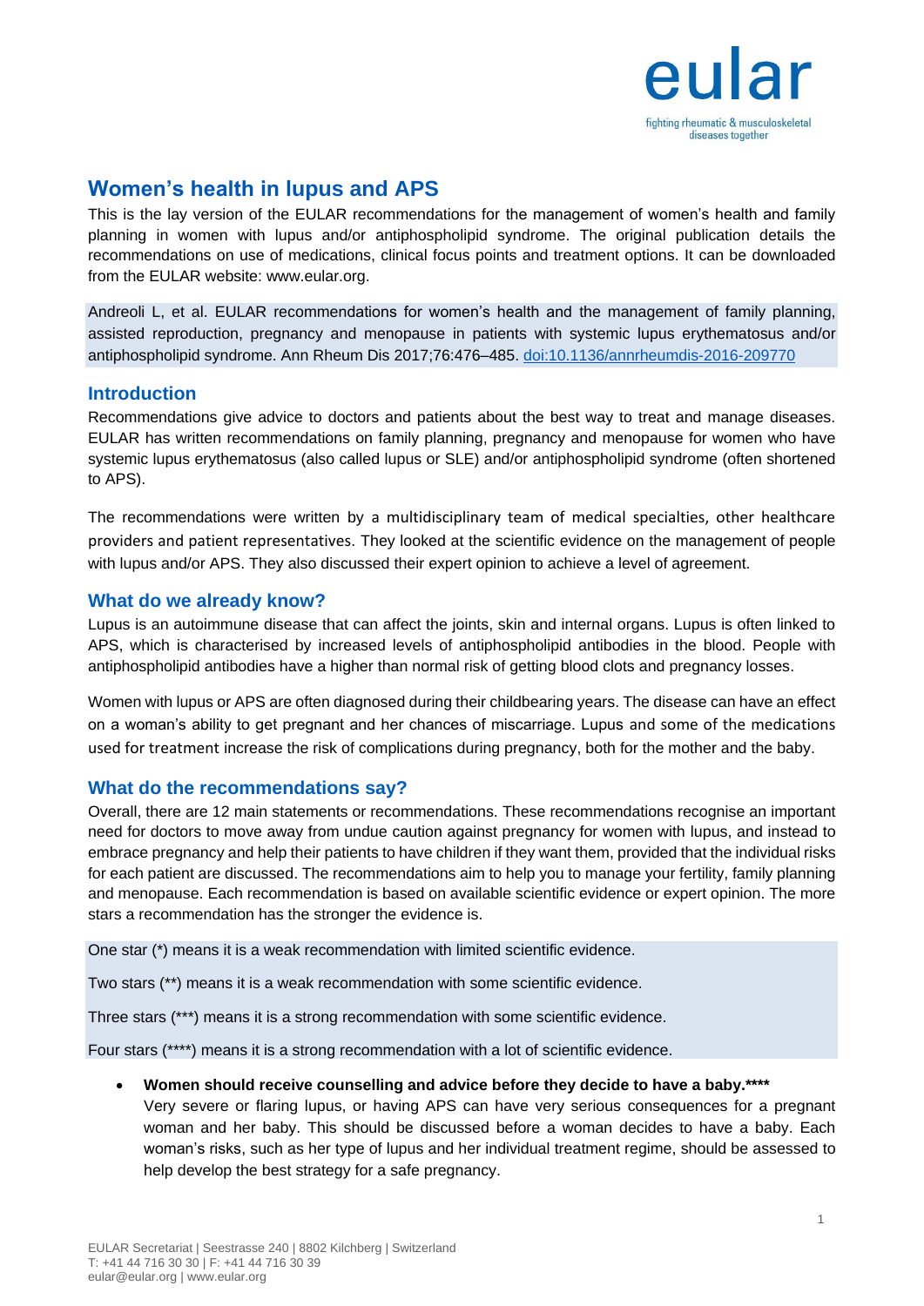# Women's health in lupus and APS

This is the lay version of the EULAR recommendations for the management of women's health and family planning in women with lupus and/or antiphospholipid syndrome. The original publication details the recommendations on use of medications, clinical focus points and treatment options. It can be downloaded from the EULAR website: www.eular.org.

Andreoli L, et al. EULAR recommendations for women's health and the management of family planning, assisted reproduction, pregnancy and menopause in patients with systemic lupus erythematosus and/or antiphospholipid syndrome. Ann Rheum Dis 2017;76:476–485. doi:10.1136/annrheumdis-2016-209770

## Introduction

Recommendations give advice to doctors and patients about the best way to treat and manage diseases. EULAR has written recommendations on family planning, pregnancy and menopause for women who have systemic lupus erythematosus (also called lupus or SLE) and/or antiphospholipid syndrome (often shortened to APS).

The recommendations were written by a multidisciplinary team of medical specialties, other healthcare providers and patient representatives. They looked at the scientific evidence on the management of people with lupus and/or APS. They also discussed their expert opinion to achieve a level of agreement.

## What do we already know?

Lupus is an autoimmune disease that can affect the joints, skin and internal organs. Lupus is often linked to APS, which is characterised by increased levels of antiphospholipid antibodies in the blood. People with antiphospholipid antibodies have a higher than normal risk of getting blood clots and pregnancy losses.

Women with lupus or APS are often diagnosed during their childbearing years. The disease can have an effect on a woman's ability to get pregnant and her chances of miscarriage. Lupus and some of the medications used for treatment increase the risk of complications during pregnancy, both for the mother and the baby.

## What do the recommendations say?

Overall, there are 12 main statements or recommendations. These recommendations recognise an important need for doctors to move away from undue caution against pregnancy for women with lupus, and instead to embrace pregnancy and help their patients to have children if they want them, provided that the individual risks for each patient are discussed. The recommendations aim to help you to manage your fertility, family planning and menopause. Each recommendation is based on available scientific evidence or expert opinion. The more stars a recommendation has the stronger the evidence is.

One star (*) means it is a weak recommendation with limited scientific evidence.

Two stars (**) means it is a weak recommendation with some scientific evidence.

Three stars (***) means it is a strong recommendation with some scientific evidence.

Four stars (****) means it is a strong recommendation with a lot of scientific evidence.

- **Women should receive counselling and advice before they decide to have a baby.****
  Very severe or flaring lupus, or having APS can have very serious consequences for a pregnant woman and her baby. This should be discussed before a woman decides to have a baby. Each woman's risks, such as her type of lupus and her individual treatment regime, should be assessed to help develop the best strategy for a safe pregnancy.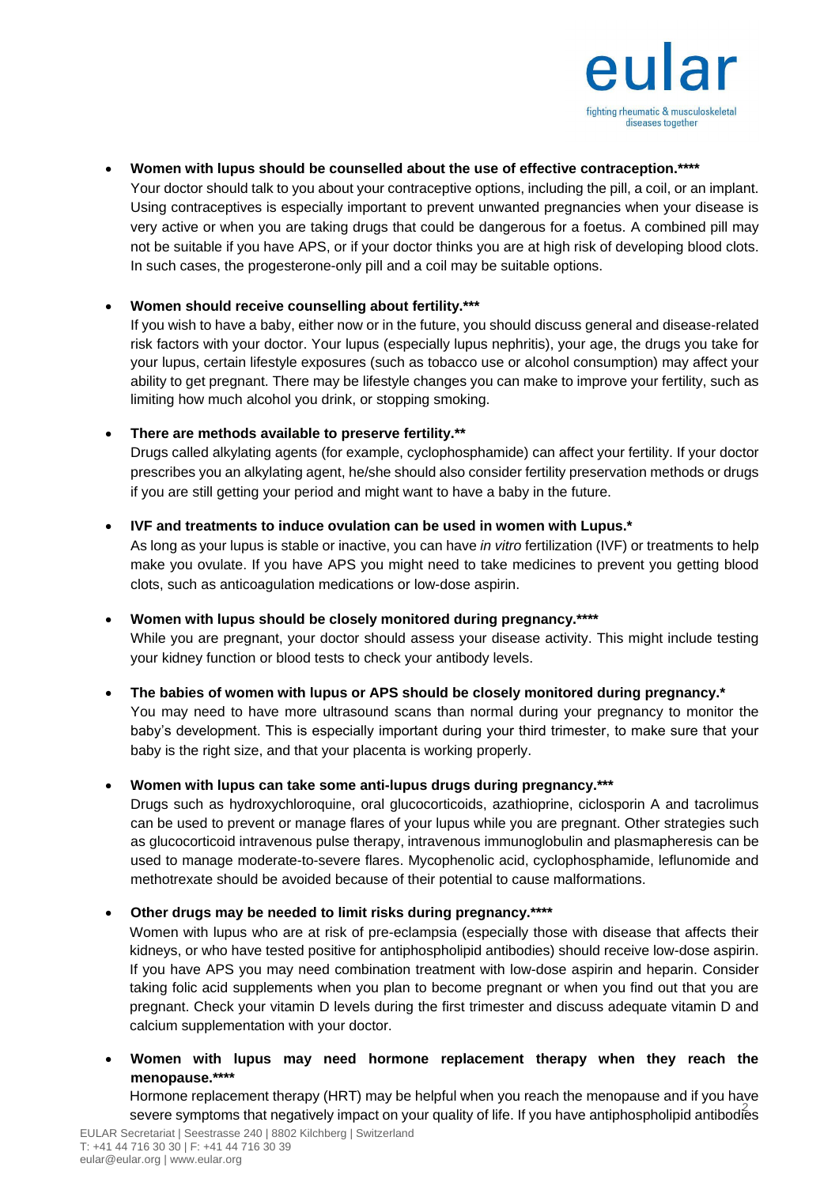- **Women with lupus should be counselled about the use of effective contraception.****** 
  Your doctor should talk to you about your contraceptive options, including the pill, a coil, or an implant. Using contraceptives is especially important to prevent unwanted pregnancies when your disease is very active or when you are taking drugs that could be dangerous for a foetus. A combined pill may not be suitable if you have APS, or if your doctor thinks you are at high risk of developing blood clots. In such cases, the progesterone-only pill and a coil may be suitable options.

- **Women should receive counselling about fertility.***** 
  If you wish to have a baby, either now or in the future, you should discuss general and disease-related risk factors with your doctor. Your lupus (especially lupus nephritis), your age, the drugs you take for your lupus, certain lifestyle exposures (such as tobacco use or alcohol consumption) may affect your ability to get pregnant. There may be lifestyle changes you can make to improve your fertility, such as limiting how much alcohol you drink, or stopping smoking.

- **There are methods available to preserve fertility.**** 
  Drugs called alkylating agents (for example, cyclophosphamide) can affect your fertility. If your doctor prescribes you an alkylating agent, he/she should also consider fertility preservation methods or drugs if you are still getting your period and might want to have a baby in the future.

- **IVF and treatments to induce ovulation can be used in women with Lupus.*** 
  As long as your lupus is stable or inactive, you can have *in vitro* fertilization (IVF) or treatments to help make you ovulate. If you have APS you might need to take medicines to prevent you getting blood clots, such as anticoagulation medications or low-dose aspirin.

- **Women with lupus should be closely monitored during pregnancy.****** 
  While you are pregnant, your doctor should assess your disease activity. This might include testing your kidney function or blood tests to check your antibody levels.

- **The babies of women with lupus or APS should be closely monitored during pregnancy.*** 
  You may need to have more ultrasound scans than normal during your pregnancy to monitor the baby's development. This is especially important during your third trimester, to make sure that your baby is the right size, and that your placenta is working properly.

- **Women with lupus can take some anti-lupus drugs during pregnancy.***** 
  Drugs such as hydroxychloroquine, oral glucocorticoids, azathioprine, ciclosporin A and tacrolimus can be used to prevent or manage flares of your lupus while you are pregnant. Other strategies such as glucocorticoid intravenous pulse therapy, intravenous immunoglobulin and plasmapheresis can be used to manage moderate-to-severe flares. Mycophenolic acid, cyclophosphamide, leflunomide and methotrexate should be avoided because of their potential to cause malformations.

- **Other drugs may be needed to limit risks during pregnancy.****** 
  Women with lupus who are at risk of pre-eclampsia (especially those with disease that affects their kidneys, or who have tested positive for antiphospholipid antibodies) should receive low-dose aspirin. If you have APS you may need combination treatment with low-dose aspirin and heparin. Consider taking folic acid supplements when you plan to become pregnant or when you find out that you are pregnant. Check your vitamin D levels during the first trimester and discuss adequate vitamin D and calcium supplementation with your doctor.

- **Women with lupus may need hormone replacement therapy when they reach the menopause.****** 
  Hormone replacement therapy (HRT) may be helpful when you reach the menopause and if you have severe symptoms that negatively impact on your quality of life. If you have antiphospholipid antibodies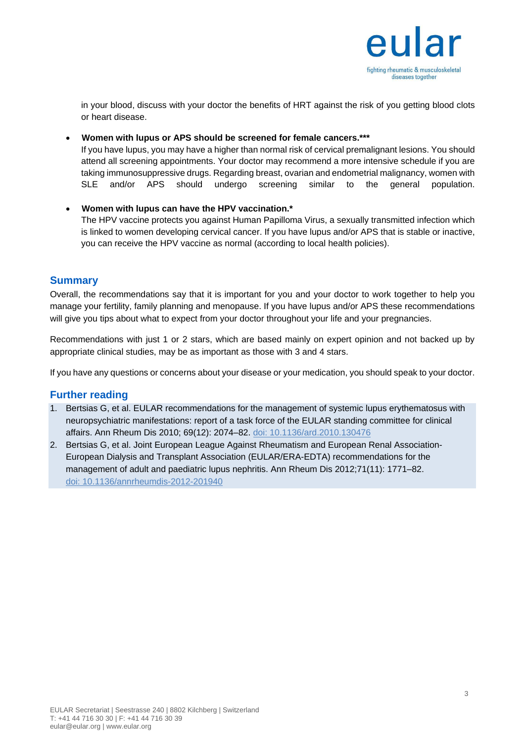in your blood, discuss with your doctor the benefits of HRT against the risk of you getting blood clots or heart disease.

- **Women with lupus or APS should be screened for female cancers.*****
  If you have lupus, you may have a higher than normal risk of cervical premalignant lesions. You should attend all screening appointments. Your doctor may recommend a more intensive schedule if you are taking immunosuppressive drugs. Regarding breast, ovarian and endometrial malignancy, women with SLE and/or APS should undergo screening similar to the general population.

- **Women with lupus can have the HPV vaccination.***
  The HPV vaccine protects you against Human Papilloma Virus, a sexually transmitted infection which is linked to women developing cervical cancer. If you have lupus and/or APS that is stable or inactive, you can receive the HPV vaccine as normal (according to local health policies).

## Summary

Overall, the recommendations say that it is important for you and your doctor to work together to help you manage your fertility, family planning and menopause. If you have lupus and/or APS these recommendations will give you tips about what to expect from your doctor throughout your life and your pregnancies.

Recommendations with just 1 or 2 stars, which are based mainly on expert opinion and not backed up by appropriate clinical studies, may be as important as those with 3 and 4 stars.

If you have any questions or concerns about your disease or your medication, you should speak to your doctor.

## Further reading

1. Bertsias G, et al. EULAR recommendations for the management of systemic lupus erythematosus with neuropsychiatric manifestations: report of a task force of the EULAR standing committee for clinical affairs. Ann Rheum Dis 2010; 69(12): 2074–82. doi: 10.1136/ard.2010.130476
2. Bertsias G, et al. Joint European League Against Rheumatism and European Renal Association-European Dialysis and Transplant Association (EULAR/ERA-EDTA) recommendations for the management of adult and paediatric lupus nephritis. Ann Rheum Dis 2012;71(11): 1771–82. doi: 10.1136/annrheumdis-2012-201940